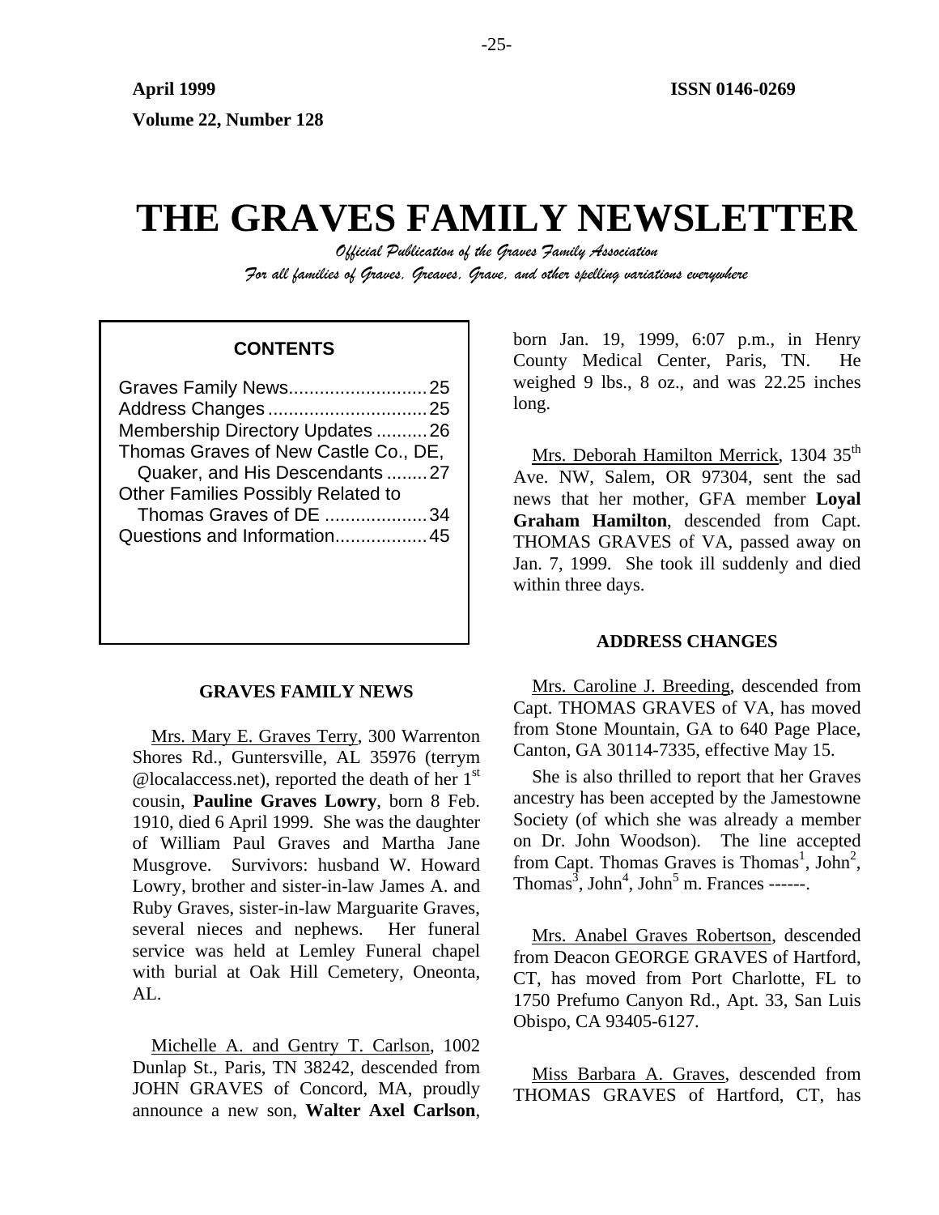**April 1999** **ISSN 0146-0269**

**Volume 22, Number 128**

# THE GRAVES FAMILY NEWSLETTER

*Official Publication of the Graves Family Association*

*For all families of Graves, Greaves, Grave, and other spelling variations everywhere*

**CONTENTS**

| | |
|---|---|
| Graves Family News | 25 |
| Address Changes | 25 |
| Membership Directory Updates | 26 |
| Thomas Graves of New Castle Co., DE, Quaker, and His Descendants | 27 |
| Other Families Possibly Related to Thomas Graves of DE | 34 |
| Questions and Information | 45 |

## GRAVES FAMILY NEWS

Mrs. Mary E. Graves Terry, 300 Warrenton Shores Rd., Guntersville, AL 35976 (terrym@localaccess.net), reported the death of her 1st cousin, **Pauline Graves Lowry**, born 8 Feb. 1910, died 6 April 1999. She was the daughter of William Paul Graves and Martha Jane Musgrove. Survivors: husband W. Howard Lowry, brother and sister-in-law James A. and Ruby Graves, sister-in-law Marguarite Graves, several nieces and nephews. Her funeral service was held at Lemley Funeral chapel with burial at Oak Hill Cemetery, Oneonta, AL.

Michelle A. and Gentry T. Carlson, 1002 Dunlap St., Paris, TN 38242, descended from JOHN GRAVES of Concord, MA, proudly announce a new son, **Walter Axel Carlson**, born Jan. 19, 1999, 6:07 p.m., in Henry County Medical Center, Paris, TN. He weighed 9 lbs., 8 oz., and was 22.25 inches long.

Mrs. Deborah Hamilton Merrick, 1304 35th Ave. NW, Salem, OR 97304, sent the sad news that her mother, GFA member **Loyal Graham Hamilton**, descended from Capt. THOMAS GRAVES of VA, passed away on Jan. 7, 1999. She took ill suddenly and died within three days.

## ADDRESS CHANGES

Mrs. Caroline J. Breeding, descended from Capt. THOMAS GRAVES of VA, has moved from Stone Mountain, GA to 640 Page Place, Canton, GA 30114-7335, effective May 15.

She is also thrilled to report that her Graves ancestry has been accepted by the Jamestowne Society (of which she was already a member on Dr. John Woodson). The line accepted from Capt. Thomas Graves is Thomas$^1$, John$^2$, Thomas$^3$, John$^4$, John$^5$ m. Frances ------.

Mrs. Anabel Graves Robertson, descended from Deacon GEORGE GRAVES of Hartford, CT, has moved from Port Charlotte, FL to 1750 Prefumo Canyon Rd., Apt. 33, San Luis Obispo, CA 93405-6127.

Miss Barbara A. Graves, descended from THOMAS GRAVES of Hartford, CT, has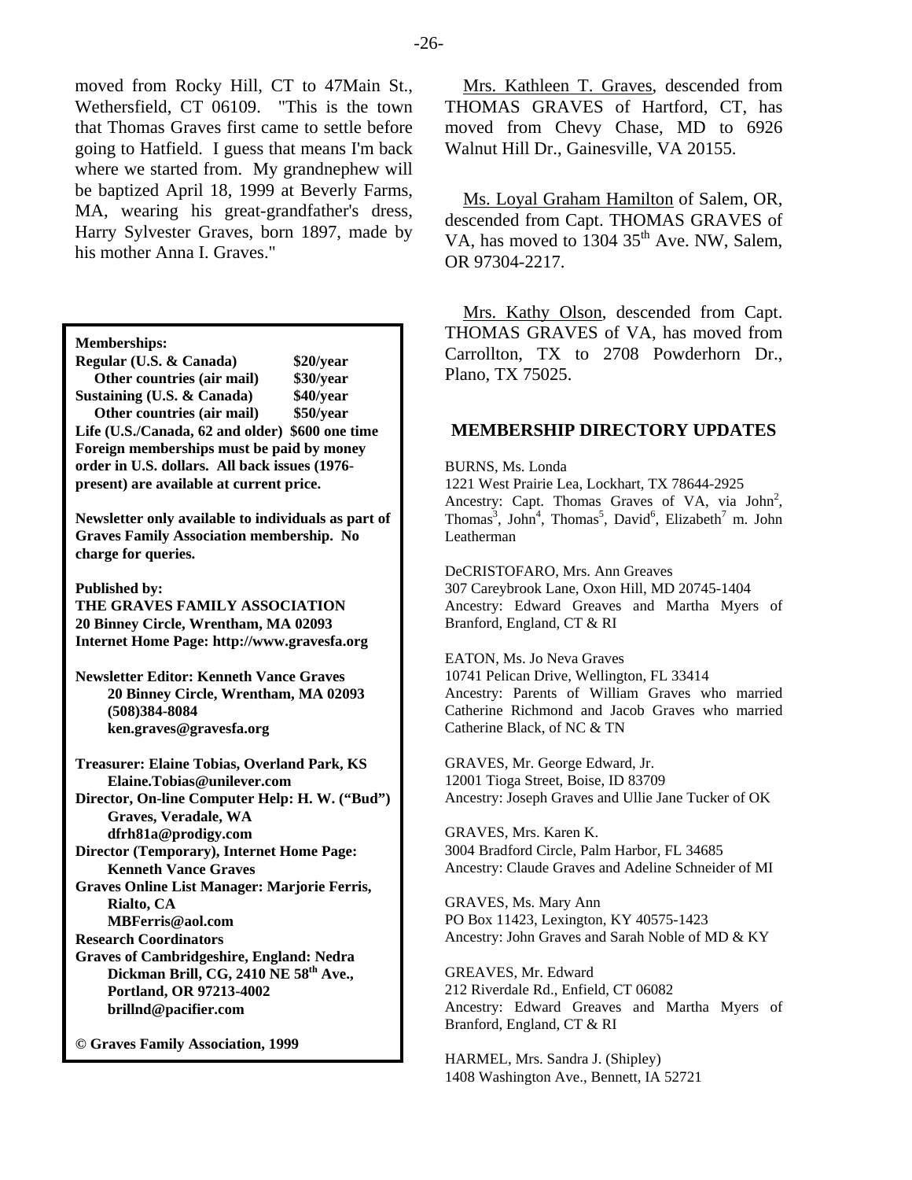moved from Rocky Hill, CT to 47Main St., Wethersfield, CT 06109. "This is the town that Thomas Graves first came to settle before going to Hatfield. I guess that means I'm back where we started from. My grandnephew will be baptized April 18, 1999 at Beverly Farms, MA, wearing his great-grandfather's dress, Harry Sylvester Graves, born 1897, made by his mother Anna I. Graves."

**Memberships:**

| | |
|---|---|
| **Regular (U.S. & Canada)** | **$20/year** |
| **Other countries (air mail)** | **$30/year** |
| **Sustaining (U.S. & Canada)** | **$40/year** |
| **Other countries (air mail)** | **$50/year** |
| **Life (U.S./Canada, 62 and older)** | **$600 one time** |

**Foreign memberships must be paid by money order in U.S. dollars. All back issues (1976-present) are available at current price.**

**Newsletter only available to individuals as part of Graves Family Association membership. No charge for queries.**

**Published by:**
**THE GRAVES FAMILY ASSOCIATION**
**20 Binney Circle, Wrentham, MA 02093**
**Internet Home Page: http://www.gravesfa.org**

**Newsletter Editor: Kenneth Vance Graves**
**20 Binney Circle, Wrentham, MA 02093**
**(508)384-8084**
**ken.graves@gravesfa.org**

**Treasurer: Elaine Tobias, Overland Park, KS**
**Elaine.Tobias@unilever.com**
**Director, On-line Computer Help: H. W. ("Bud") Graves, Veradale, WA**
**dfrh81a@prodigy.com**
**Director (Temporary), Internet Home Page: Kenneth Vance Graves**
**Graves Online List Manager: Marjorie Ferris, Rialto, CA**
**MBFerris@aol.com**
**Research Coordinators**
**Graves of Cambridgeshire, England: Nedra Dickman Brill, CG, 2410 NE 58th Ave., Portland, OR 97213-4002**
**brillnd@pacifier.com**

**© Graves Family Association, 1999**

Mrs. Kathleen T. Graves, descended from THOMAS GRAVES of Hartford, CT, has moved from Chevy Chase, MD to 6926 Walnut Hill Dr., Gainesville, VA 20155.

Ms. Loyal Graham Hamilton of Salem, OR, descended from Capt. THOMAS GRAVES of VA, has moved to 1304 35th Ave. NW, Salem, OR 97304-2217.

Mrs. Kathy Olson, descended from Capt. THOMAS GRAVES of VA, has moved from Carrollton, TX to 2708 Powderhorn Dr., Plano, TX 75025.

## MEMBERSHIP DIRECTORY UPDATES

BURNS, Ms. Londa
1221 West Prairie Lea, Lockhart, TX 78644-2925
Ancestry: Capt. Thomas Graves of VA, via John[2], Thomas[3], John[4], Thomas[5], David[6], Elizabeth[7] m. John Leatherman

DeCRISTOFARO, Mrs. Ann Greaves
307 Careybrook Lane, Oxon Hill, MD 20745-1404
Ancestry: Edward Greaves and Martha Myers of Branford, England, CT & RI

EATON, Ms. Jo Neva Graves
10741 Pelican Drive, Wellington, FL 33414
Ancestry: Parents of William Graves who married Catherine Richmond and Jacob Graves who married Catherine Black, of NC & TN

GRAVES, Mr. George Edward, Jr.
12001 Tioga Street, Boise, ID 83709
Ancestry: Joseph Graves and Ullie Jane Tucker of OK

GRAVES, Mrs. Karen K.
3004 Bradford Circle, Palm Harbor, FL 34685
Ancestry: Claude Graves and Adeline Schneider of MI

GRAVES, Ms. Mary Ann
PO Box 11423, Lexington, KY 40575-1423
Ancestry: John Graves and Sarah Noble of MD & KY

GREAVES, Mr. Edward
212 Riverdale Rd., Enfield, CT 06082
Ancestry: Edward Greaves and Martha Myers of Branford, England, CT & RI

HARMEL, Mrs. Sandra J. (Shipley)
1408 Washington Ave., Bennett, IA 52721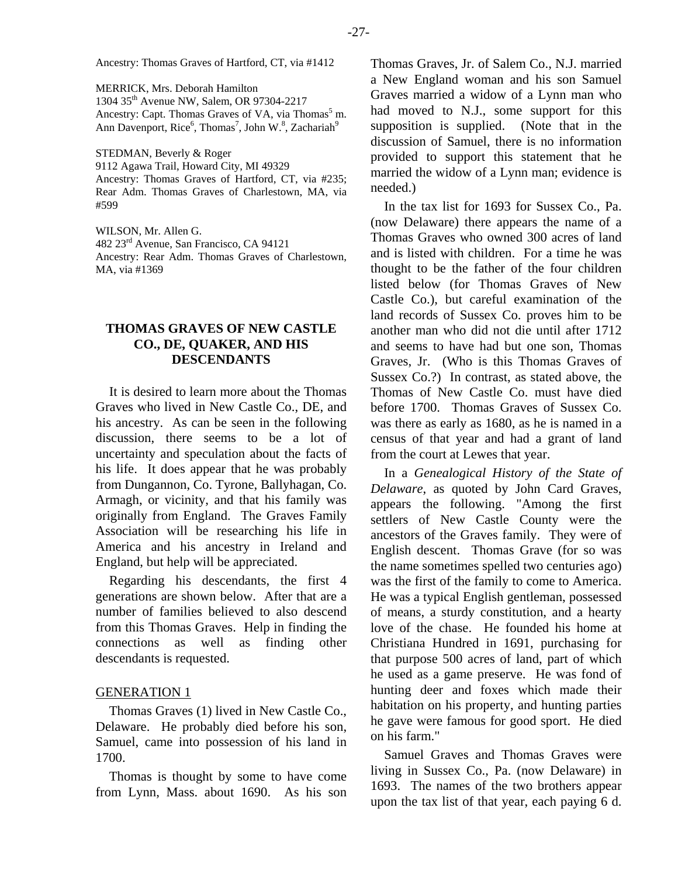Ancestry: Thomas Graves of Hartford, CT, via #1412

MERRICK, Mrs. Deborah Hamilton
1304 35th Avenue NW, Salem, OR 97304-2217
Ancestry: Capt. Thomas Graves of VA, via Thomas[5] m. Ann Davenport, Rice[6], Thomas[7], John W.[8], Zachariah[9]

STEDMAN, Beverly & Roger
9112 Agawa Trail, Howard City, MI 49329
Ancestry: Thomas Graves of Hartford, CT, via #235; Rear Adm. Thomas Graves of Charlestown, MA, via #599

WILSON, Mr. Allen G.
482 23rd Avenue, San Francisco, CA 94121
Ancestry: Rear Adm. Thomas Graves of Charlestown, MA, via #1369

## THOMAS GRAVES OF NEW CASTLE CO., DE, QUAKER, AND HIS DESCENDANTS

It is desired to learn more about the Thomas Graves who lived in New Castle Co., DE, and his ancestry. As can be seen in the following discussion, there seems to be a lot of uncertainty and speculation about the facts of his life. It does appear that he was probably from Dungannon, Co. Tyrone, Ballyhagan, Co. Armagh, or vicinity, and that his family was originally from England. The Graves Family Association will be researching his life in America and his ancestry in Ireland and England, but help will be appreciated.

Regarding his descendants, the first 4 generations are shown below. After that are a number of families believed to also descend from this Thomas Graves. Help in finding the connections as well as finding other descendants is requested.

GENERATION 1

Thomas Graves (1) lived in New Castle Co., Delaware. He probably died before his son, Samuel, came into possession of his land in 1700.

Thomas is thought by some to have come from Lynn, Mass. about 1690. As his son Thomas Graves, Jr. of Salem Co., N.J. married a New England woman and his son Samuel Graves married a widow of a Lynn man who had moved to N.J., some support for this supposition is supplied. (Note that in the discussion of Samuel, there is no information provided to support this statement that he married the widow of a Lynn man; evidence is needed.)

In the tax list for 1693 for Sussex Co., Pa. (now Delaware) there appears the name of a Thomas Graves who owned 300 acres of land and is listed with children. For a time he was thought to be the father of the four children listed below (for Thomas Graves of New Castle Co.), but careful examination of the land records of Sussex Co. proves him to be another man who did not die until after 1712 and seems to have had but one son, Thomas Graves, Jr. (Who is this Thomas Graves of Sussex Co.?) In contrast, as stated above, the Thomas of New Castle Co. must have died before 1700. Thomas Graves of Sussex Co. was there as early as 1680, as he is named in a census of that year and had a grant of land from the court at Lewes that year.

In a *Genealogical History of the State of Delaware*, as quoted by John Card Graves, appears the following. "Among the first settlers of New Castle County were the ancestors of the Graves family. They were of English descent. Thomas Grave (for so was the name sometimes spelled two centuries ago) was the first of the family to come to America. He was a typical English gentleman, possessed of means, a sturdy constitution, and a hearty love of the chase. He founded his home at Christiana Hundred in 1691, purchasing for that purpose 500 acres of land, part of which he used as a game preserve. He was fond of hunting deer and foxes which made their habitation on his property, and hunting parties he gave were famous for good sport. He died on his farm."

Samuel Graves and Thomas Graves were living in Sussex Co., Pa. (now Delaware) in 1693. The names of the two brothers appear upon the tax list of that year, each paying 6 d.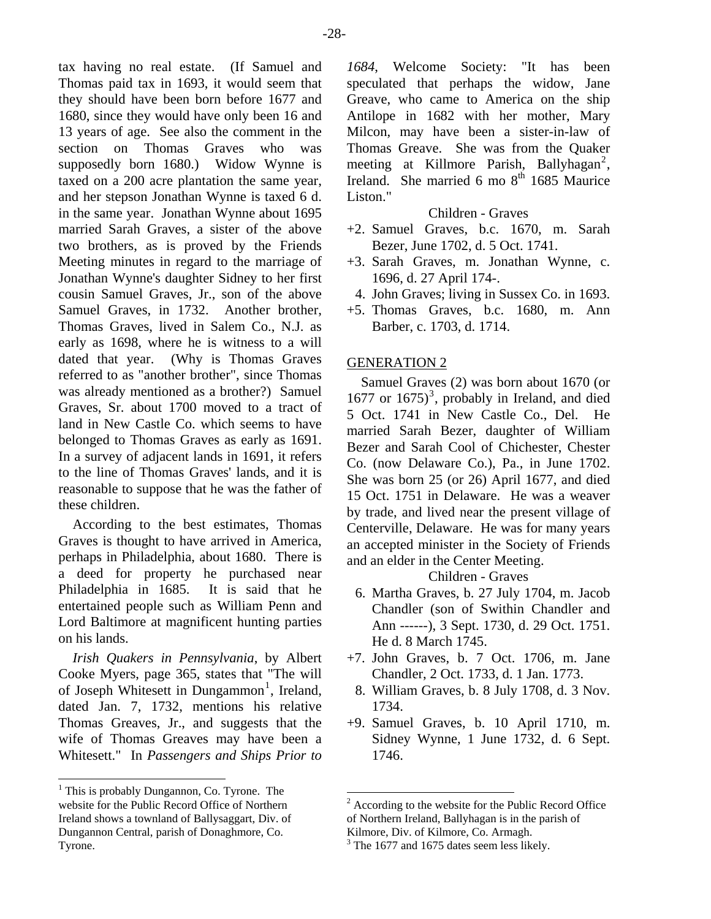tax having no real estate. (If Samuel and Thomas paid tax in 1693, it would seem that they should have been born before 1677 and 1680, since they would have only been 16 and 13 years of age. See also the comment in the section on Thomas Graves who was supposedly born 1680.) Widow Wynne is taxed on a 200 acre plantation the same year, and her stepson Jonathan Wynne is taxed 6 d. in the same year. Jonathan Wynne about 1695 married Sarah Graves, a sister of the above two brothers, as is proved by the Friends Meeting minutes in regard to the marriage of Jonathan Wynne's daughter Sidney to her first cousin Samuel Graves, Jr., son of the above Samuel Graves, in 1732. Another brother, Thomas Graves, lived in Salem Co., N.J. as early as 1698, where he is witness to a will dated that year. (Why is Thomas Graves referred to as "another brother", since Thomas was already mentioned as a brother?) Samuel Graves, Sr. about 1700 moved to a tract of land in New Castle Co. which seems to have belonged to Thomas Graves as early as 1691. In a survey of adjacent lands in 1691, it refers to the line of Thomas Graves' lands, and it is reasonable to suppose that he was the father of these children.

According to the best estimates, Thomas Graves is thought to have arrived in America, perhaps in Philadelphia, about 1680. There is a deed for property he purchased near Philadelphia in 1685. It is said that he entertained people such as William Penn and Lord Baltimore at magnificent hunting parties on his lands.

*Irish Quakers in Pennsylvania*, by Albert Cooke Myers, page 365, states that "The will of Joseph Whitesett in Dungammon[1], Ireland, dated Jan. 7, 1732, mentions his relative Thomas Greaves, Jr., and suggests that the wife of Thomas Greaves may have been a Whitesett." In *Passengers and Ships Prior to 1684*, Welcome Society: "It has been speculated that perhaps the widow, Jane Greave, who came to America on the ship Antilope in 1682 with her mother, Mary Milcon, may have been a sister-in-law of Thomas Greave. She was from the Quaker meeting at Killmore Parish, Ballyhagan[2], Ireland. She married 6 mo 8th 1685 Maurice Liston."

Children - Graves

+2. Samuel Graves, b.c. 1670, m. Sarah Bezer, June 1702, d. 5 Oct. 1741.
+3. Sarah Graves, m. Jonathan Wynne, c. 1696, d. 27 April 174-.
4. John Graves; living in Sussex Co. in 1693.
+5. Thomas Graves, b.c. 1680, m. Ann Barber, c. 1703, d. 1714.

## GENERATION 2

Samuel Graves (2) was born about 1670 (or 1677 or 1675)[3], probably in Ireland, and died 5 Oct. 1741 in New Castle Co., Del. He married Sarah Bezer, daughter of William Bezer and Sarah Cool of Chichester, Chester Co. (now Delaware Co.), Pa., in June 1702. She was born 25 (or 26) April 1677, and died 15 Oct. 1751 in Delaware. He was a weaver by trade, and lived near the present village of Centerville, Delaware. He was for many years an accepted minister in the Society of Friends and an elder in the Center Meeting.

Children - Graves

6. Martha Graves, b. 27 July 1704, m. Jacob Chandler (son of Swithin Chandler and Ann ------), 3 Sept. 1730, d. 29 Oct. 1751. He d. 8 March 1745.
+7. John Graves, b. 7 Oct. 1706, m. Jane Chandler, 2 Oct. 1733, d. 1 Jan. 1773.
8. William Graves, b. 8 July 1708, d. 3 Nov. 1734.
+9. Samuel Graves, b. 10 April 1710, m. Sidney Wynne, 1 June 1732, d. 6 Sept. 1746.

---

[1] This is probably Dungannon, Co. Tyrone. The website for the Public Record Office of Northern Ireland shows a townland of Ballysaggart, Div. of Dungannon Central, parish of Donaghmore, Co. Tyrone.

[2] According to the website for the Public Record Office of Northern Ireland, Ballyhagan is in the parish of Kilmore, Div. of Kilmore, Co. Armagh.

[3] The 1677 and 1675 dates seem less likely.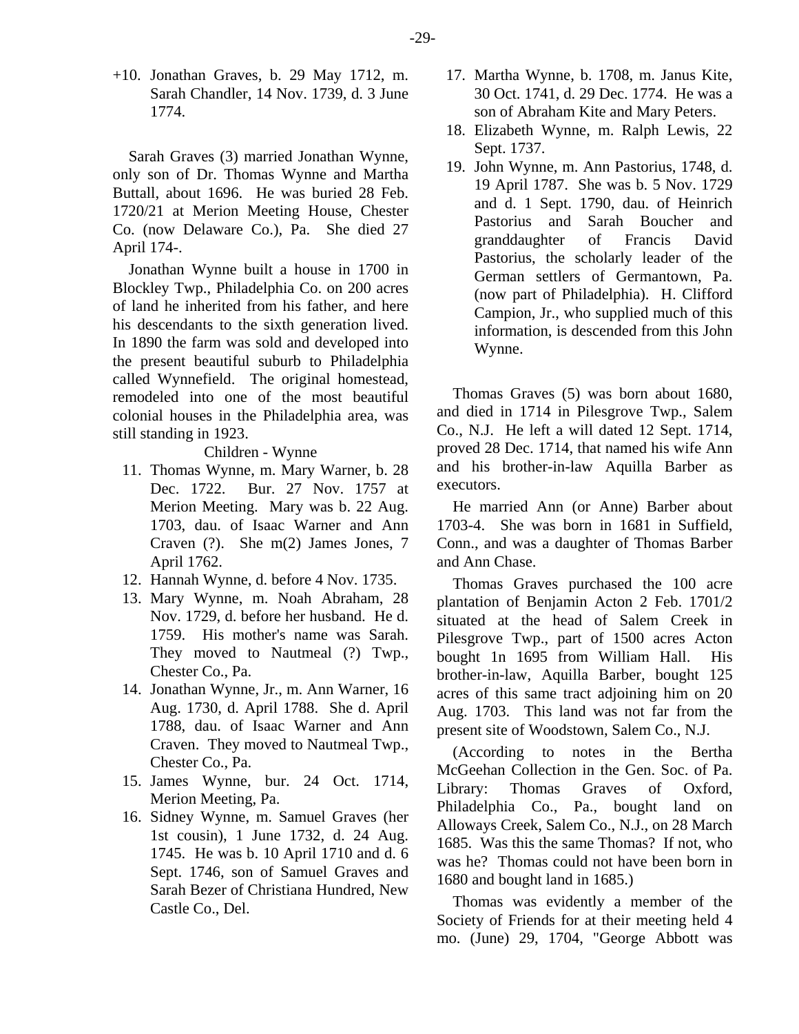+10. Jonathan Graves, b. 29 May 1712, m. Sarah Chandler, 14 Nov. 1739, d. 3 June 1774.

Sarah Graves (3) married Jonathan Wynne, only son of Dr. Thomas Wynne and Martha Buttall, about 1696. He was buried 28 Feb. 1720/21 at Merion Meeting House, Chester Co. (now Delaware Co.), Pa. She died 27 April 174-.

Jonathan Wynne built a house in 1700 in Blockley Twp., Philadelphia Co. on 200 acres of land he inherited from his father, and here his descendants to the sixth generation lived. In 1890 the farm was sold and developed into the present beautiful suburb to Philadelphia called Wynnefield. The original homestead, remodeled into one of the most beautiful colonial houses in the Philadelphia area, was still standing in 1923.

Children - Wynne

11. Thomas Wynne, m. Mary Warner, b. 28 Dec. 1722. Bur. 27 Nov. 1757 at Merion Meeting. Mary was b. 22 Aug. 1703, dau. of Isaac Warner and Ann Craven (?). She m(2) James Jones, 7 April 1762.
12. Hannah Wynne, d. before 4 Nov. 1735.
13. Mary Wynne, m. Noah Abraham, 28 Nov. 1729, d. before her husband. He d. 1759. His mother's name was Sarah. They moved to Nautmeal (?) Twp., Chester Co., Pa.
14. Jonathan Wynne, Jr., m. Ann Warner, 16 Aug. 1730, d. April 1788. She d. April 1788, dau. of Isaac Warner and Ann Craven. They moved to Nautmeal Twp., Chester Co., Pa.
15. James Wynne, bur. 24 Oct. 1714, Merion Meeting, Pa.
16. Sidney Wynne, m. Samuel Graves (her 1st cousin), 1 June 1732, d. 24 Aug. 1745. He was b. 10 April 1710 and d. 6 Sept. 1746, son of Samuel Graves and Sarah Bezer of Christiana Hundred, New Castle Co., Del.
17. Martha Wynne, b. 1708, m. Janus Kite, 30 Oct. 1741, d. 29 Dec. 1774. He was a son of Abraham Kite and Mary Peters.
18. Elizabeth Wynne, m. Ralph Lewis, 22 Sept. 1737.
19. John Wynne, m. Ann Pastorius, 1748, d. 19 April 1787. She was b. 5 Nov. 1729 and d. 1 Sept. 1790, dau. of Heinrich Pastorius and Sarah Boucher and granddaughter of Francis David Pastorius, the scholarly leader of the German settlers of Germantown, Pa. (now part of Philadelphia). H. Clifford Campion, Jr., who supplied much of this information, is descended from this John Wynne.

Thomas Graves (5) was born about 1680, and died in 1714 in Pilesgrove Twp., Salem Co., N.J. He left a will dated 12 Sept. 1714, proved 28 Dec. 1714, that named his wife Ann and his brother-in-law Aquilla Barber as executors.

He married Ann (or Anne) Barber about 1703-4. She was born in 1681 in Suffield, Conn., and was a daughter of Thomas Barber and Ann Chase.

Thomas Graves purchased the 100 acre plantation of Benjamin Acton 2 Feb. 1701/2 situated at the head of Salem Creek in Pilesgrove Twp., part of 1500 acres Acton bought 1n 1695 from William Hall. His brother-in-law, Aquilla Barber, bought 125 acres of this same tract adjoining him on 20 Aug. 1703. This land was not far from the present site of Woodstown, Salem Co., N.J.

(According to notes in the Bertha McGeehan Collection in the Gen. Soc. of Pa. Library: Thomas Graves of Oxford, Philadelphia Co., Pa., bought land on Alloways Creek, Salem Co., N.J., on 28 March 1685. Was this the same Thomas? If not, who was he? Thomas could not have been born in 1680 and bought land in 1685.)

Thomas was evidently a member of the Society of Friends for at their meeting held 4 mo. (June) 29, 1704, "George Abbott was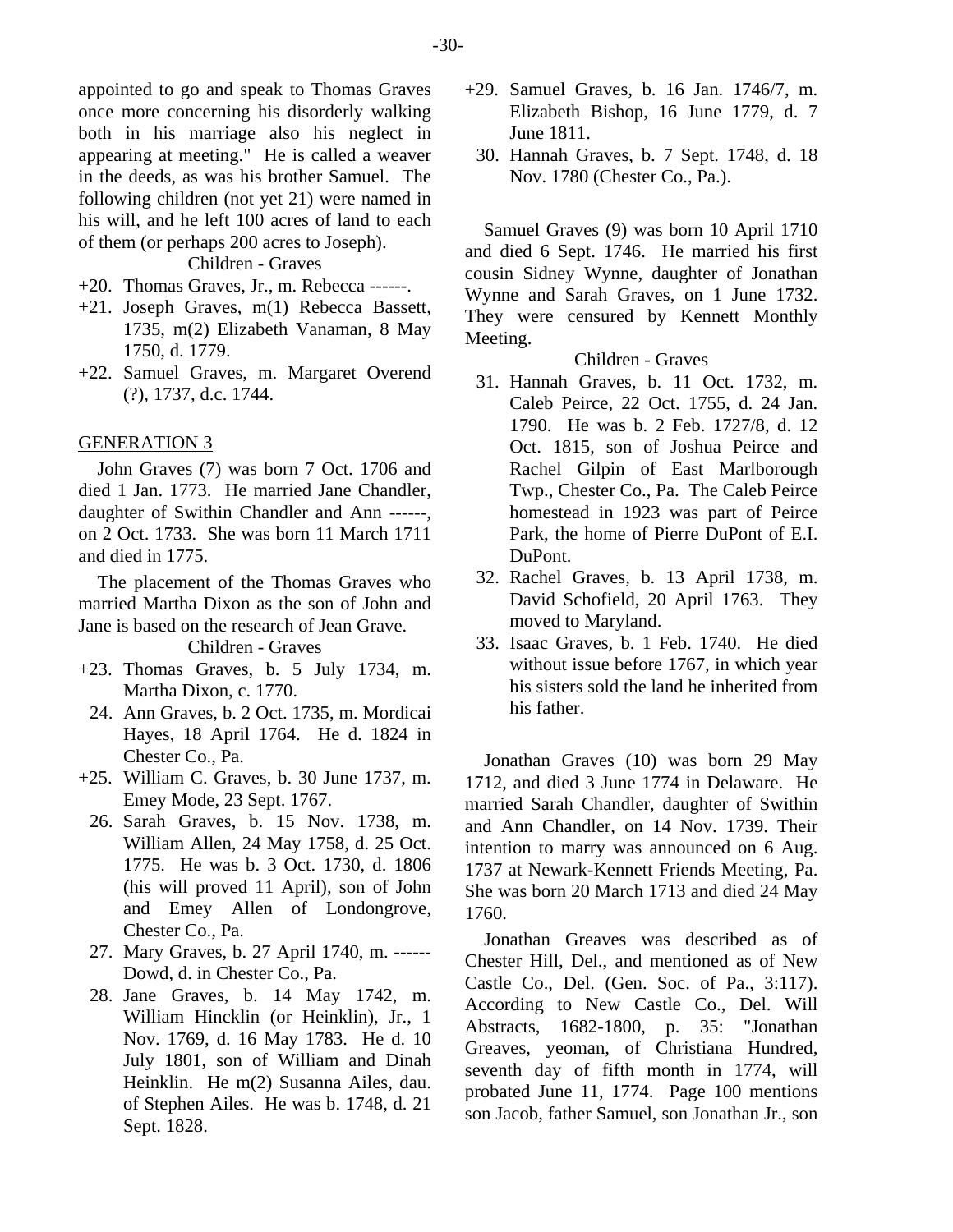appointed to go and speak to Thomas Graves once more concerning his disorderly walking both in his marriage also his neglect in appearing at meeting." He is called a weaver in the deeds, as was his brother Samuel. The following children (not yet 21) were named in his will, and he left 100 acres of land to each of them (or perhaps 200 acres to Joseph).

Children - Graves

+20. Thomas Graves, Jr., m. Rebecca ------.
+21. Joseph Graves, m(1) Rebecca Bassett, 1735, m(2) Elizabeth Vanaman, 8 May 1750, d. 1779.
+22. Samuel Graves, m. Margaret Overend (?), 1737, d.c. 1744.

## GENERATION 3

John Graves (7) was born 7 Oct. 1706 and died 1 Jan. 1773. He married Jane Chandler, daughter of Swithin Chandler and Ann ------, on 2 Oct. 1733. She was born 11 March 1711 and died in 1775.

The placement of the Thomas Graves who married Martha Dixon as the son of John and Jane is based on the research of Jean Grave.

Children - Graves

+23. Thomas Graves, b. 5 July 1734, m. Martha Dixon, c. 1770.
24. Ann Graves, b. 2 Oct. 1735, m. Mordicai Hayes, 18 April 1764. He d. 1824 in Chester Co., Pa.
+25. William C. Graves, b. 30 June 1737, m. Emey Mode, 23 Sept. 1767.
26. Sarah Graves, b. 15 Nov. 1738, m. William Allen, 24 May 1758, d. 25 Oct. 1775. He was b. 3 Oct. 1730, d. 1806 (his will proved 11 April), son of John and Emey Allen of Londongrove, Chester Co., Pa.
27. Mary Graves, b. 27 April 1740, m. ------ Dowd, d. in Chester Co., Pa.
28. Jane Graves, b. 14 May 1742, m. William Hincklin (or Heinklin), Jr., 1 Nov. 1769, d. 16 May 1783. He d. 10 July 1801, son of William and Dinah Heinklin. He m(2) Susanna Ailes, dau. of Stephen Ailes. He was b. 1748, d. 21 Sept. 1828.
+29. Samuel Graves, b. 16 Jan. 1746/7, m. Elizabeth Bishop, 16 June 1779, d. 7 June 1811.
30. Hannah Graves, b. 7 Sept. 1748, d. 18 Nov. 1780 (Chester Co., Pa.).

Samuel Graves (9) was born 10 April 1710 and died 6 Sept. 1746. He married his first cousin Sidney Wynne, daughter of Jonathan Wynne and Sarah Graves, on 1 June 1732. They were censured by Kennett Monthly Meeting.

Children - Graves

31. Hannah Graves, b. 11 Oct. 1732, m. Caleb Peirce, 22 Oct. 1755, d. 24 Jan. 1790. He was b. 2 Feb. 1727/8, d. 12 Oct. 1815, son of Joshua Peirce and Rachel Gilpin of East Marlborough Twp., Chester Co., Pa. The Caleb Peirce homestead in 1923 was part of Peirce Park, the home of Pierre DuPont of E.I. DuPont.
32. Rachel Graves, b. 13 April 1738, m. David Schofield, 20 April 1763. They moved to Maryland.
33. Isaac Graves, b. 1 Feb. 1740. He died without issue before 1767, in which year his sisters sold the land he inherited from his father.

Jonathan Graves (10) was born 29 May 1712, and died 3 June 1774 in Delaware. He married Sarah Chandler, daughter of Swithin and Ann Chandler, on 14 Nov. 1739. Their intention to marry was announced on 6 Aug. 1737 at Newark-Kennett Friends Meeting, Pa. She was born 20 March 1713 and died 24 May 1760.

Jonathan Greaves was described as of Chester Hill, Del., and mentioned as of New Castle Co., Del. (Gen. Soc. of Pa., 3:117). According to New Castle Co., Del. Will Abstracts, 1682-1800, p. 35: "Jonathan Greaves, yeoman, of Christiana Hundred, seventh day of fifth month in 1774, will probated June 11, 1774. Page 100 mentions son Jacob, father Samuel, son Jonathan Jr., son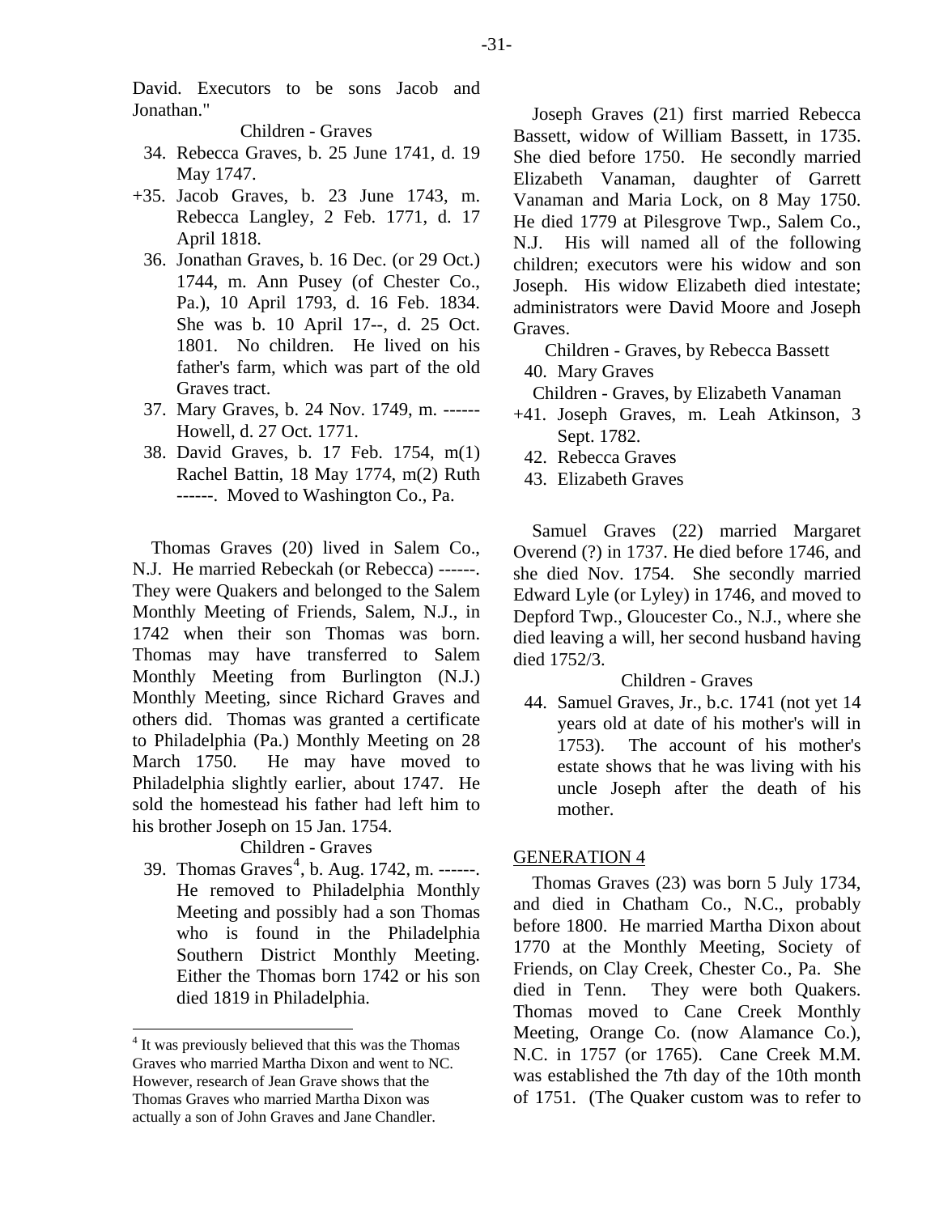David. Executors to be sons Jacob and Jonathan."

Children - Graves

34. Rebecca Graves, b. 25 June 1741, d. 19 May 1747.
+35. Jacob Graves, b. 23 June 1743, m. Rebecca Langley, 2 Feb. 1771, d. 17 April 1818.
36. Jonathan Graves, b. 16 Dec. (or 29 Oct.) 1744, m. Ann Pusey (of Chester Co., Pa.), 10 April 1793, d. 16 Feb. 1834. She was b. 10 April 17--, d. 25 Oct. 1801. No children. He lived on his father's farm, which was part of the old Graves tract.
37. Mary Graves, b. 24 Nov. 1749, m. ------ Howell, d. 27 Oct. 1771.
38. David Graves, b. 17 Feb. 1754, m(1) Rachel Battin, 18 May 1774, m(2) Ruth ------. Moved to Washington Co., Pa.

Thomas Graves (20) lived in Salem Co., N.J. He married Rebeckah (or Rebecca) ------. They were Quakers and belonged to the Salem Monthly Meeting of Friends, Salem, N.J., in 1742 when their son Thomas was born. Thomas may have transferred to Salem Monthly Meeting from Burlington (N.J.) Monthly Meeting, since Richard Graves and others did. Thomas was granted a certificate to Philadelphia (Pa.) Monthly Meeting on 28 March 1750. He may have moved to Philadelphia slightly earlier, about 1747. He sold the homestead his father had left him to his brother Joseph on 15 Jan. 1754.

Children - Graves

39. Thomas Graves[4], b. Aug. 1742, m. ------. He removed to Philadelphia Monthly Meeting and possibly had a son Thomas who is found in the Philadelphia Southern District Monthly Meeting. Either the Thomas born 1742 or his son died 1819 in Philadelphia.

Joseph Graves (21) first married Rebecca Bassett, widow of William Bassett, in 1735. She died before 1750. He secondly married Elizabeth Vanaman, daughter of Garrett Vanaman and Maria Lock, on 8 May 1750. He died 1779 at Pilesgrove Twp., Salem Co., N.J. His will named all of the following children; executors were his widow and son Joseph. His widow Elizabeth died intestate; administrators were David Moore and Joseph Graves.

Children - Graves, by Rebecca Bassett

40. Mary Graves

Children - Graves, by Elizabeth Vanaman

+41. Joseph Graves, m. Leah Atkinson, 3 Sept. 1782.
42. Rebecca Graves
43. Elizabeth Graves

Samuel Graves (22) married Margaret Overend (?) in 1737. He died before 1746, and she died Nov. 1754. She secondly married Edward Lyle (or Lyley) in 1746, and moved to Depford Twp., Gloucester Co., N.J., where she died leaving a will, her second husband having died 1752/3.

Children - Graves

44. Samuel Graves, Jr., b.c. 1741 (not yet 14 years old at date of his mother's will in 1753). The account of his mother's estate shows that he was living with his uncle Joseph after the death of his mother.

## GENERATION 4

Thomas Graves (23) was born 5 July 1734, and died in Chatham Co., N.C., probably before 1800. He married Martha Dixon about 1770 at the Monthly Meeting, Society of Friends, on Clay Creek, Chester Co., Pa. She died in Tenn. They were both Quakers. Thomas moved to Cane Creek Monthly Meeting, Orange Co. (now Alamance Co.), N.C. in 1757 (or 1765). Cane Creek M.M. was established the 7th day of the 10th month of 1751. (The Quaker custom was to refer to

[4] It was previously believed that this was the Thomas Graves who married Martha Dixon and went to NC. However, research of Jean Grave shows that the Thomas Graves who married Martha Dixon was actually a son of John Graves and Jane Chandler.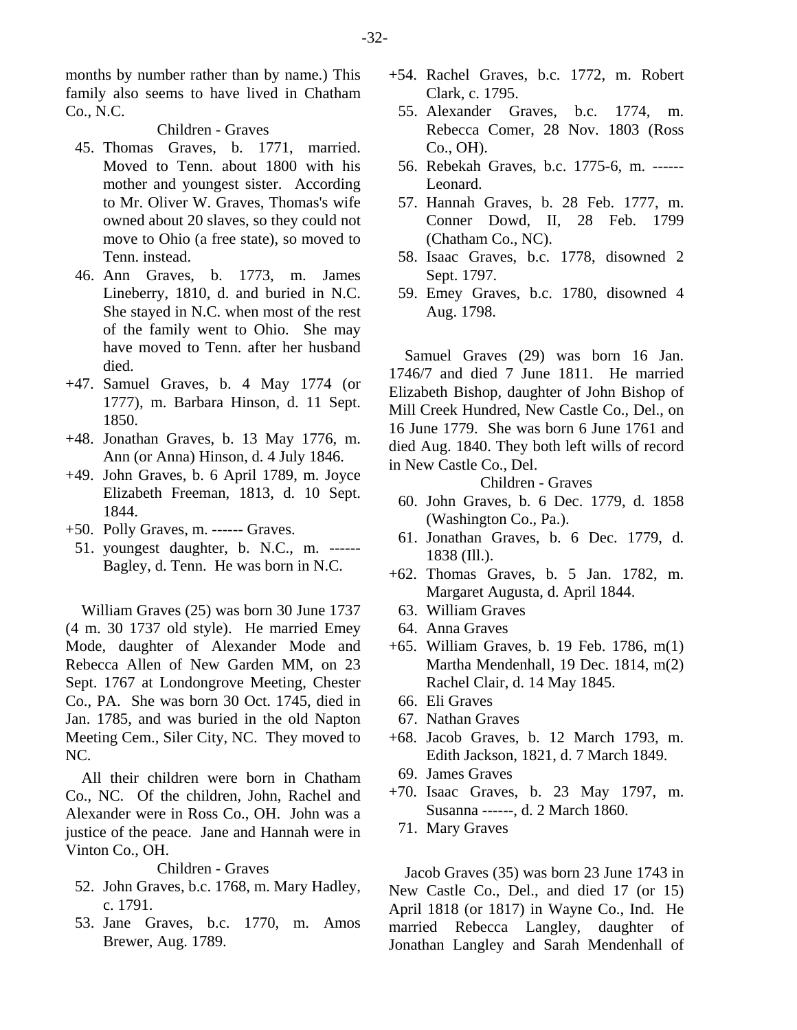months by number rather than by name.) This family also seems to have lived in Chatham Co., N.C.

Children - Graves

45. Thomas Graves, b. 1771, married. Moved to Tenn. about 1800 with his mother and youngest sister. According to Mr. Oliver W. Graves, Thomas's wife owned about 20 slaves, so they could not move to Ohio (a free state), so moved to Tenn. instead.
46. Ann Graves, b. 1773, m. James Lineberry, 1810, d. and buried in N.C. She stayed in N.C. when most of the rest of the family went to Ohio. She may have moved to Tenn. after her husband died.
+47. Samuel Graves, b. 4 May 1774 (or 1777), m. Barbara Hinson, d. 11 Sept. 1850.
+48. Jonathan Graves, b. 13 May 1776, m. Ann (or Anna) Hinson, d. 4 July 1846.
+49. John Graves, b. 6 April 1789, m. Joyce Elizabeth Freeman, 1813, d. 10 Sept. 1844.
+50. Polly Graves, m. ------ Graves.
51. youngest daughter, b. N.C., m. ------ Bagley, d. Tenn. He was born in N.C.

William Graves (25) was born 30 June 1737 (4 m. 30 1737 old style). He married Emey Mode, daughter of Alexander Mode and Rebecca Allen of New Garden MM, on 23 Sept. 1767 at Londongrove Meeting, Chester Co., PA. She was born 30 Oct. 1745, died in Jan. 1785, and was buried in the old Napton Meeting Cem., Siler City, NC. They moved to NC.

All their children were born in Chatham Co., NC. Of the children, John, Rachel and Alexander were in Ross Co., OH. John was a justice of the peace. Jane and Hannah were in Vinton Co., OH.

Children - Graves

52. John Graves, b.c. 1768, m. Mary Hadley, c. 1791.
53. Jane Graves, b.c. 1770, m. Amos Brewer, Aug. 1789.
+54. Rachel Graves, b.c. 1772, m. Robert Clark, c. 1795.
55. Alexander Graves, b.c. 1774, m. Rebecca Comer, 28 Nov. 1803 (Ross Co., OH).
56. Rebekah Graves, b.c. 1775-6, m. ------ Leonard.
57. Hannah Graves, b. 28 Feb. 1777, m. Conner Dowd, II, 28 Feb. 1799 (Chatham Co., NC).
58. Isaac Graves, b.c. 1778, disowned 2 Sept. 1797.
59. Emey Graves, b.c. 1780, disowned 4 Aug. 1798.

Samuel Graves (29) was born 16 Jan. 1746/7 and died 7 June 1811. He married Elizabeth Bishop, daughter of John Bishop of Mill Creek Hundred, New Castle Co., Del., on 16 June 1779. She was born 6 June 1761 and died Aug. 1840. They both left wills of record in New Castle Co., Del.

Children - Graves

60. John Graves, b. 6 Dec. 1779, d. 1858 (Washington Co., Pa.).
61. Jonathan Graves, b. 6 Dec. 1779, d. 1838 (Ill.).
+62. Thomas Graves, b. 5 Jan. 1782, m. Margaret Augusta, d. April 1844.
63. William Graves
64. Anna Graves
+65. William Graves, b. 19 Feb. 1786, m(1) Martha Mendenhall, 19 Dec. 1814, m(2) Rachel Clair, d. 14 May 1845.
66. Eli Graves
67. Nathan Graves
+68. Jacob Graves, b. 12 March 1793, m. Edith Jackson, 1821, d. 7 March 1849.
69. James Graves
+70. Isaac Graves, b. 23 May 1797, m. Susanna ------, d. 2 March 1860.
71. Mary Graves

Jacob Graves (35) was born 23 June 1743 in New Castle Co., Del., and died 17 (or 15) April 1818 (or 1817) in Wayne Co., Ind. He married Rebecca Langley, daughter of Jonathan Langley and Sarah Mendenhall of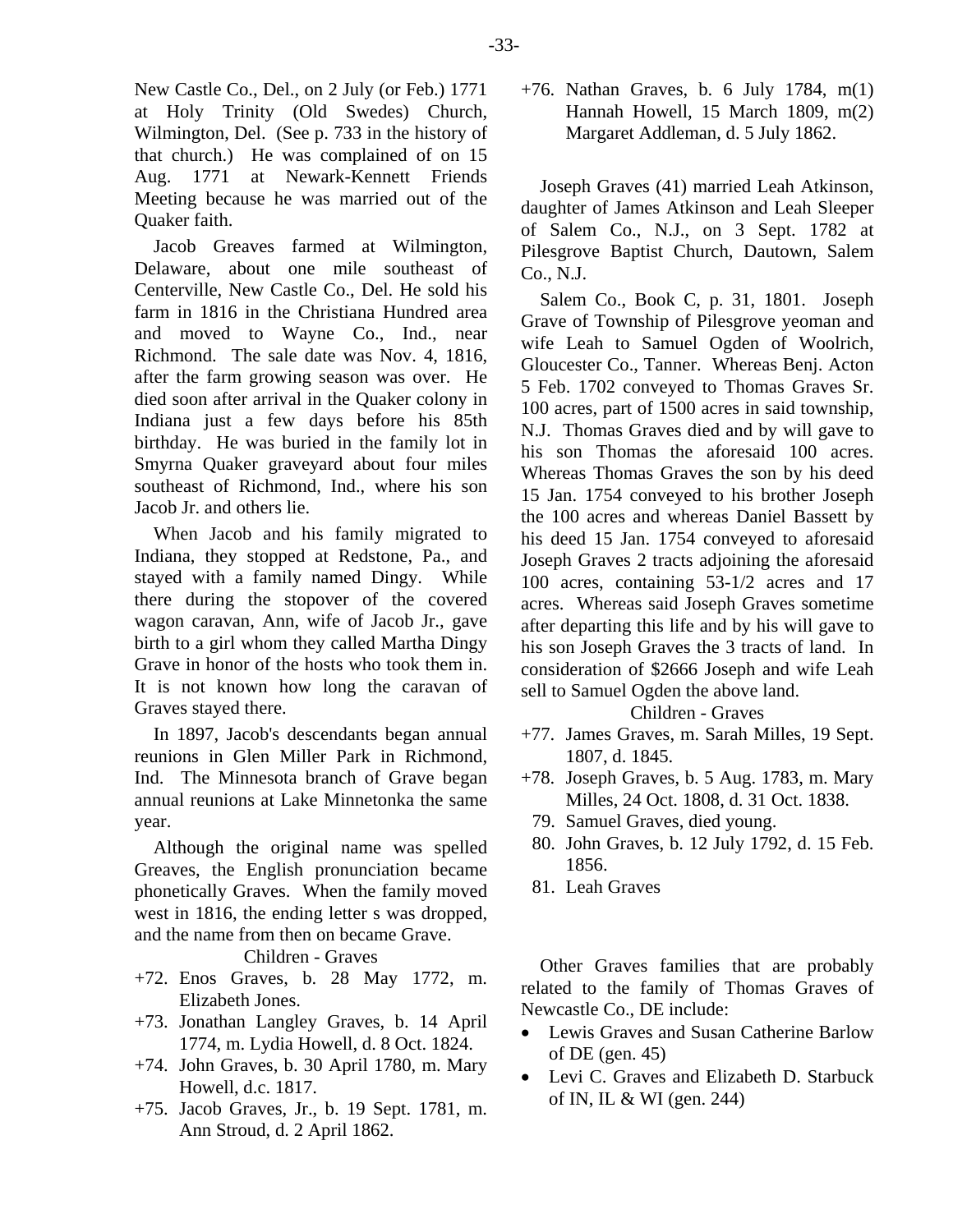New Castle Co., Del., on 2 July (or Feb.) 1771 at Holy Trinity (Old Swedes) Church, Wilmington, Del. (See p. 733 in the history of that church.) He was complained of on 15 Aug. 1771 at Newark-Kennett Friends Meeting because he was married out of the Quaker faith.

Jacob Greaves farmed at Wilmington, Delaware, about one mile southeast of Centerville, New Castle Co., Del. He sold his farm in 1816 in the Christiana Hundred area and moved to Wayne Co., Ind., near Richmond. The sale date was Nov. 4, 1816, after the farm growing season was over. He died soon after arrival in the Quaker colony in Indiana just a few days before his 85th birthday. He was buried in the family lot in Smyrna Quaker graveyard about four miles southeast of Richmond, Ind., where his son Jacob Jr. and others lie.

When Jacob and his family migrated to Indiana, they stopped at Redstone, Pa., and stayed with a family named Dingy. While there during the stopover of the covered wagon caravan, Ann, wife of Jacob Jr., gave birth to a girl whom they called Martha Dingy Grave in honor of the hosts who took them in. It is not known how long the caravan of Graves stayed there.

In 1897, Jacob's descendants began annual reunions in Glen Miller Park in Richmond, Ind. The Minnesota branch of Grave began annual reunions at Lake Minnetonka the same year.

Although the original name was spelled Greaves, the English pronunciation became phonetically Graves. When the family moved west in 1816, the ending letter s was dropped, and the name from then on became Grave.

Children - Graves

+72. Enos Graves, b. 28 May 1772, m. Elizabeth Jones.
+73. Jonathan Langley Graves, b. 14 April 1774, m. Lydia Howell, d. 8 Oct. 1824.
+74. John Graves, b. 30 April 1780, m. Mary Howell, d.c. 1817.
+75. Jacob Graves, Jr., b. 19 Sept. 1781, m. Ann Stroud, d. 2 April 1862.
+76. Nathan Graves, b. 6 July 1784, m(1) Hannah Howell, 15 March 1809, m(2) Margaret Addleman, d. 5 July 1862.

Joseph Graves (41) married Leah Atkinson, daughter of James Atkinson and Leah Sleeper of Salem Co., N.J., on 3 Sept. 1782 at Pilesgrove Baptist Church, Dautown, Salem Co., N.J.

Salem Co., Book C, p. 31, 1801. Joseph Grave of Township of Pilesgrove yeoman and wife Leah to Samuel Ogden of Woolrich, Gloucester Co., Tanner. Whereas Benj. Acton 5 Feb. 1702 conveyed to Thomas Graves Sr. 100 acres, part of 1500 acres in said township, N.J. Thomas Graves died and by will gave to his son Thomas the aforesaid 100 acres. Whereas Thomas Graves the son by his deed 15 Jan. 1754 conveyed to his brother Joseph the 100 acres and whereas Daniel Bassett by his deed 15 Jan. 1754 conveyed to aforesaid Joseph Graves 2 tracts adjoining the aforesaid 100 acres, containing 53-1/2 acres and 17 acres. Whereas said Joseph Graves sometime after departing this life and by his will gave to his son Joseph Graves the 3 tracts of land. In consideration of $2666 Joseph and wife Leah sell to Samuel Ogden the above land.

Children - Graves

+77. James Graves, m. Sarah Milles, 19 Sept. 1807, d. 1845.
+78. Joseph Graves, b. 5 Aug. 1783, m. Mary Milles, 24 Oct. 1808, d. 31 Oct. 1838.
79. Samuel Graves, died young.
80. John Graves, b. 12 July 1792, d. 15 Feb. 1856.
81. Leah Graves

Other Graves families that are probably related to the family of Thomas Graves of Newcastle Co., DE include:

- Lewis Graves and Susan Catherine Barlow of DE (gen. 45)
- Levi C. Graves and Elizabeth D. Starbuck of IN, IL & WI (gen. 244)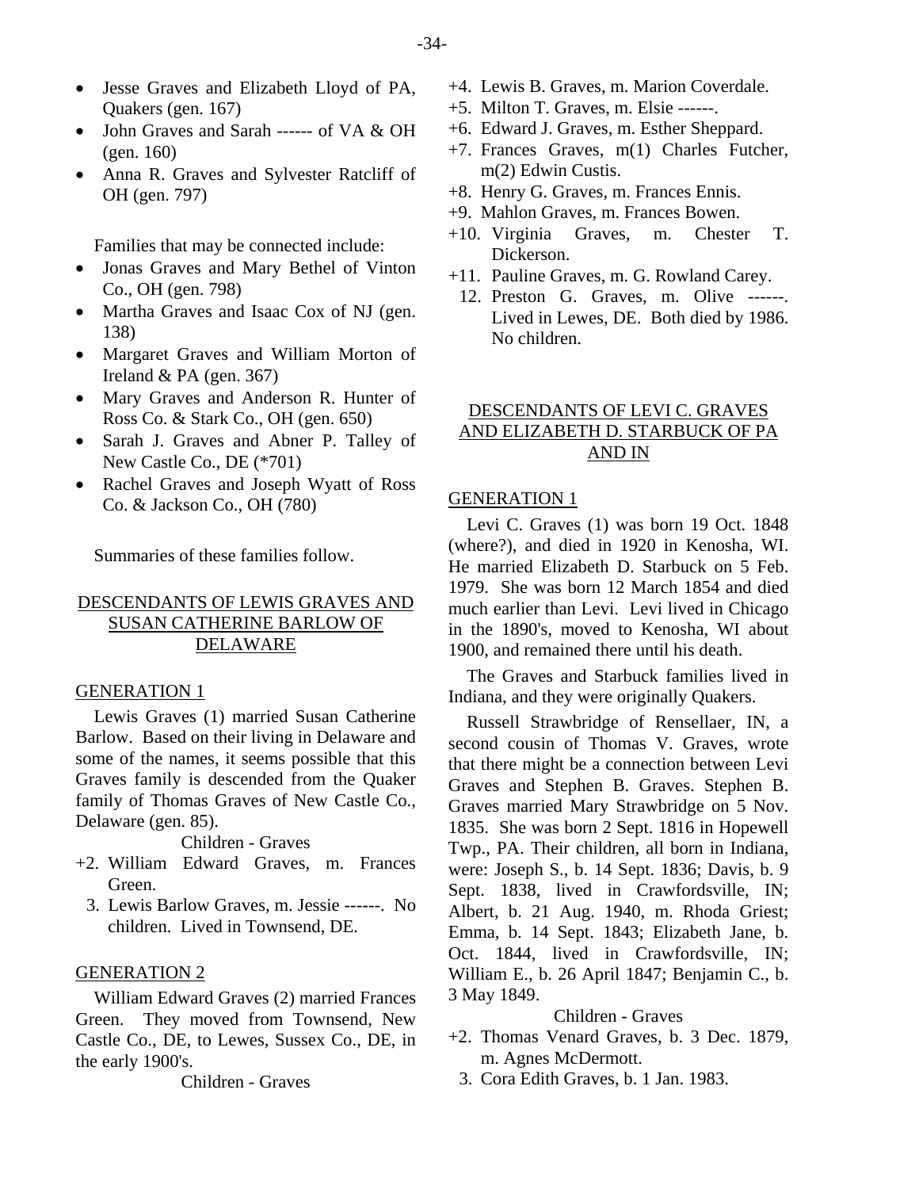- Jesse Graves and Elizabeth Lloyd of PA, Quakers (gen. 167)
- John Graves and Sarah ------ of VA & OH (gen. 160)
- Anna R. Graves and Sylvester Ratcliff of OH (gen. 797)

Families that may be connected include:

- Jonas Graves and Mary Bethel of Vinton Co., OH (gen. 798)
- Martha Graves and Isaac Cox of NJ (gen. 138)
- Margaret Graves and William Morton of Ireland & PA (gen. 367)
- Mary Graves and Anderson R. Hunter of Ross Co. & Stark Co., OH (gen. 650)
- Sarah J. Graves and Abner P. Talley of New Castle Co., DE (*701)
- Rachel Graves and Joseph Wyatt of Ross Co. & Jackson Co., OH (780)

Summaries of these families follow.

## DESCENDANTS OF LEWIS GRAVES AND SUSAN CATHERINE BARLOW OF DELAWARE

### GENERATION 1

Lewis Graves (1) married Susan Catherine Barlow. Based on their living in Delaware and some of the names, it seems possible that this Graves family is descended from the Quaker family of Thomas Graves of New Castle Co., Delaware (gen. 85).

Children - Graves

+2. William Edward Graves, m. Frances Green.
3. Lewis Barlow Graves, m. Jessie ------. No children. Lived in Townsend, DE.

### GENERATION 2

William Edward Graves (2) married Frances Green. They moved from Townsend, New Castle Co., DE, to Lewes, Sussex Co., DE, in the early 1900's.

Children - Graves

+4. Lewis B. Graves, m. Marion Coverdale.
+5. Milton T. Graves, m. Elsie ------.
+6. Edward J. Graves, m. Esther Sheppard.
+7. Frances Graves, m(1) Charles Futcher, m(2) Edwin Custis.
+8. Henry G. Graves, m. Frances Ennis.
+9. Mahlon Graves, m. Frances Bowen.
+10. Virginia Graves, m. Chester T. Dickerson.
+11. Pauline Graves, m. G. Rowland Carey.
12. Preston G. Graves, m. Olive ------. Lived in Lewes, DE. Both died by 1986. No children.

## DESCENDANTS OF LEVI C. GRAVES AND ELIZABETH D. STARBUCK OF PA AND IN

### GENERATION 1

Levi C. Graves (1) was born 19 Oct. 1848 (where?), and died in 1920 in Kenosha, WI. He married Elizabeth D. Starbuck on 5 Feb. 1979. She was born 12 March 1854 and died much earlier than Levi. Levi lived in Chicago in the 1890's, moved to Kenosha, WI about 1900, and remained there until his death.

The Graves and Starbuck families lived in Indiana, and they were originally Quakers.

Russell Strawbridge of Rensellaer, IN, a second cousin of Thomas V. Graves, wrote that there might be a connection between Levi Graves and Stephen B. Graves. Stephen B. Graves married Mary Strawbridge on 5 Nov. 1835. She was born 2 Sept. 1816 in Hopewell Twp., PA. Their children, all born in Indiana, were: Joseph S., b. 14 Sept. 1836; Davis, b. 9 Sept. 1838, lived in Crawfordsville, IN; Albert, b. 21 Aug. 1940, m. Rhoda Griest; Emma, b. 14 Sept. 1843; Elizabeth Jane, b. Oct. 1844, lived in Crawfordsville, IN; William E., b. 26 April 1847; Benjamin C., b. 3 May 1849.

Children - Graves

+2. Thomas Venard Graves, b. 3 Dec. 1879, m. Agnes McDermott.
3. Cora Edith Graves, b. 1 Jan. 1983.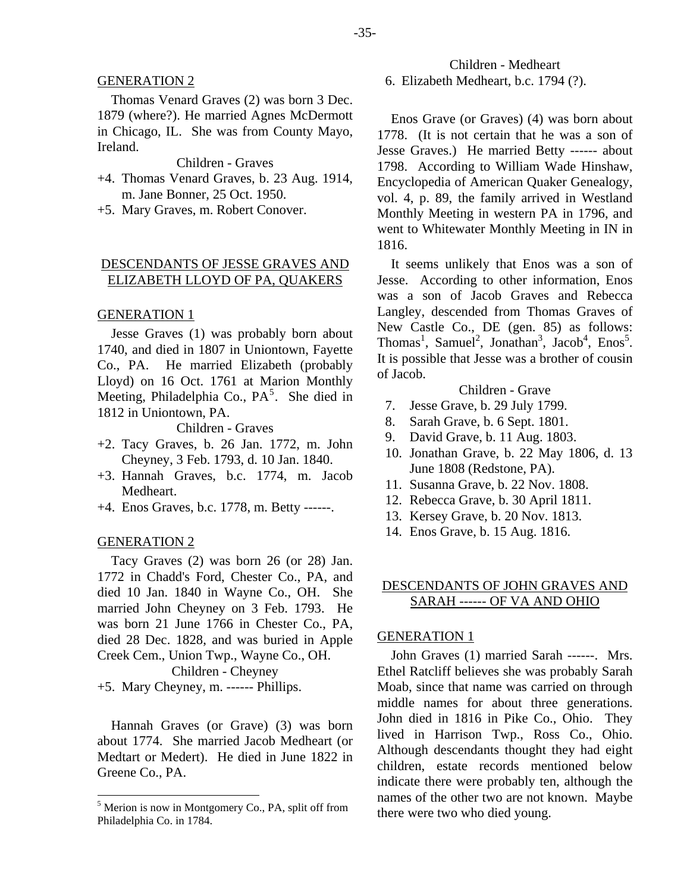## GENERATION 2

Thomas Venard Graves (2) was born 3 Dec. 1879 (where?). He married Agnes McDermott in Chicago, IL. She was from County Mayo, Ireland.

Children - Graves

+4. Thomas Venard Graves, b. 23 Aug. 1914, m. Jane Bonner, 25 Oct. 1950.

+5. Mary Graves, m. Robert Conover.

## DESCENDANTS OF JESSE GRAVES AND ELIZABETH LLOYD OF PA, QUAKERS

## GENERATION 1

Jesse Graves (1) was probably born about 1740, and died in 1807 in Uniontown, Fayette Co., PA. He married Elizabeth (probably Lloyd) on 16 Oct. 1761 at Marion Monthly Meeting, Philadelphia Co., PA[5]. She died in 1812 in Uniontown, PA.

Children - Graves

+2. Tacy Graves, b. 26 Jan. 1772, m. John Cheyney, 3 Feb. 1793, d. 10 Jan. 1840.

+3. Hannah Graves, b.c. 1774, m. Jacob Medheart.

+4. Enos Graves, b.c. 1778, m. Betty ------.

## GENERATION 2

Tacy Graves (2) was born 26 (or 28) Jan. 1772 in Chadd's Ford, Chester Co., PA, and died 10 Jan. 1840 in Wayne Co., OH. She married John Cheyney on 3 Feb. 1793. He was born 21 June 1766 in Chester Co., PA, died 28 Dec. 1828, and was buried in Apple Creek Cem., Union Twp., Wayne Co., OH.

Children - Cheyney

+5. Mary Cheyney, m. ------ Phillips.

Hannah Graves (or Grave) (3) was born about 1774. She married Jacob Medheart (or Medtart or Medert). He died in June 1822 in Greene Co., PA.

Children - Medheart

6. Elizabeth Medheart, b.c. 1794 (?).

Enos Grave (or Graves) (4) was born about 1778. (It is not certain that he was a son of Jesse Graves.) He married Betty ------ about 1798. According to William Wade Hinshaw, Encyclopedia of American Quaker Genealogy, vol. 4, p. 89, the family arrived in Westland Monthly Meeting in western PA in 1796, and went to Whitewater Monthly Meeting in IN in 1816.

It seems unlikely that Enos was a son of Jesse. According to other information, Enos was a son of Jacob Graves and Rebecca Langley, descended from Thomas Graves of New Castle Co., DE (gen. 85) as follows: $Thomas^1$, $Samuel^2$, $Jonathan^3$, $Jacob^4$, $Enos^5$. It is possible that Jesse was a brother of cousin of Jacob.

Children - Grave

7. Jesse Grave, b. 29 July 1799.
8. Sarah Grave, b. 6 Sept. 1801.
9. David Grave, b. 11 Aug. 1803.
10. Jonathan Grave, b. 22 May 1806, d. 13 June 1808 (Redstone, PA).
11. Susanna Grave, b. 22 Nov. 1808.
12. Rebecca Grave, b. 30 April 1811.
13. Kersey Grave, b. 20 Nov. 1813.
14. Enos Grave, b. 15 Aug. 1816.

## DESCENDANTS OF JOHN GRAVES AND SARAH ------ OF VA AND OHIO

## GENERATION 1

John Graves (1) married Sarah ------. Mrs. Ethel Ratcliff believes she was probably Sarah Moab, since that name was carried on through middle names for about three generations. John died in 1816 in Pike Co., Ohio. They lived in Harrison Twp., Ross Co., Ohio. Although descendants thought they had eight children, estate records mentioned below indicate there were probably ten, although the names of the other two are not known. Maybe there were two who died young.

[5] Merion is now in Montgomery Co., PA, split off from Philadelphia Co. in 1784.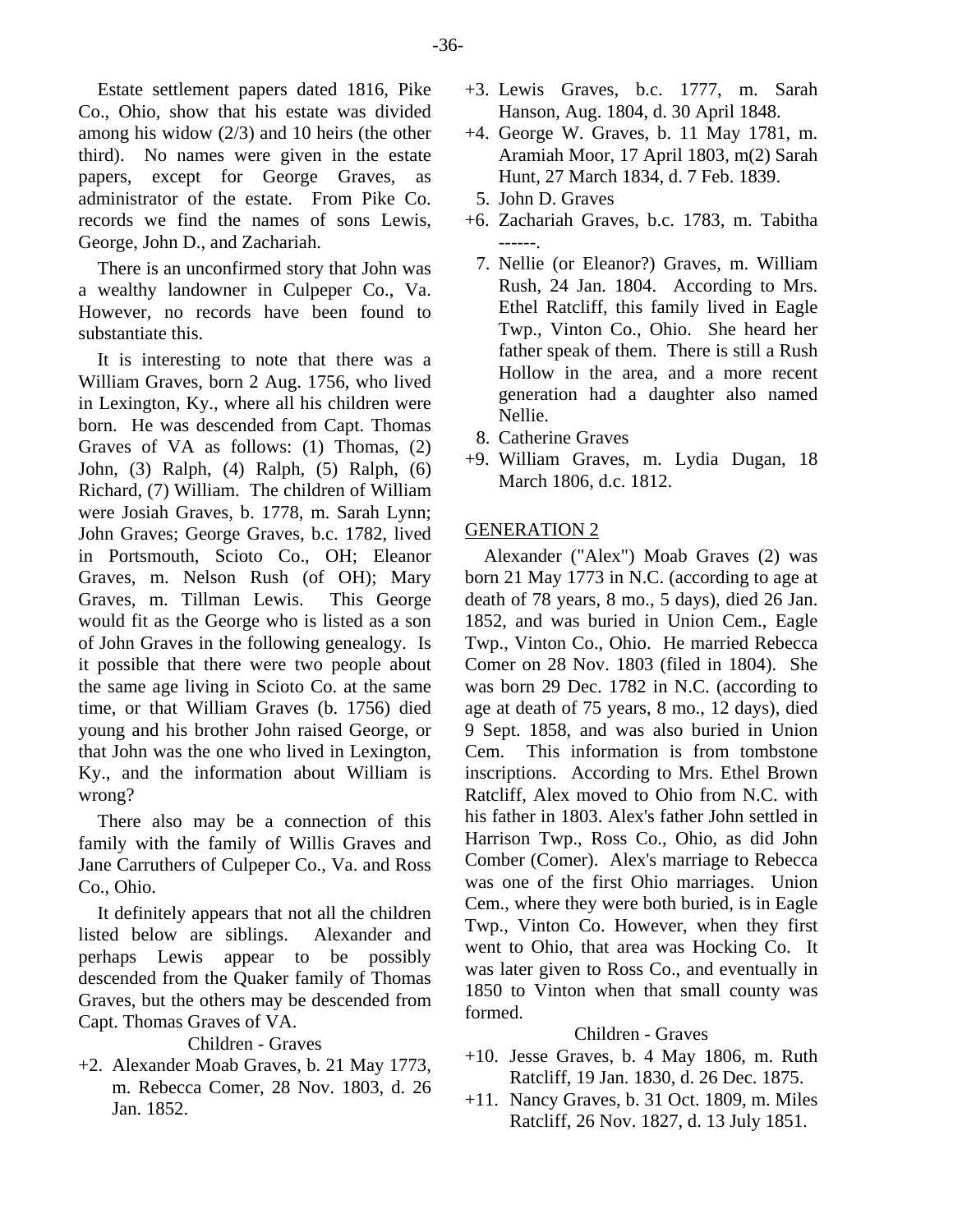Estate settlement papers dated 1816, Pike Co., Ohio, show that his estate was divided among his widow (2/3) and 10 heirs (the other third). No names were given in the estate papers, except for George Graves, as administrator of the estate. From Pike Co. records we find the names of sons Lewis, George, John D., and Zachariah.

There is an unconfirmed story that John was a wealthy landowner in Culpeper Co., Va. However, no records have been found to substantiate this.

It is interesting to note that there was a William Graves, born 2 Aug. 1756, who lived in Lexington, Ky., where all his children were born. He was descended from Capt. Thomas Graves of VA as follows: (1) Thomas, (2) John, (3) Ralph, (4) Ralph, (5) Ralph, (6) Richard, (7) William. The children of William were Josiah Graves, b. 1778, m. Sarah Lynn; John Graves; George Graves, b.c. 1782, lived in Portsmouth, Scioto Co., OH; Eleanor Graves, m. Nelson Rush (of OH); Mary Graves, m. Tillman Lewis. This George would fit as the George who is listed as a son of John Graves in the following genealogy. Is it possible that there were two people about the same age living in Scioto Co. at the same time, or that William Graves (b. 1756) died young and his brother John raised George, or that John was the one who lived in Lexington, Ky., and the information about William is wrong?

There also may be a connection of this family with the family of Willis Graves and Jane Carruthers of Culpeper Co., Va. and Ross Co., Ohio.

It definitely appears that not all the children listed below are siblings. Alexander and perhaps Lewis appear to be possibly descended from the Quaker family of Thomas Graves, but the others may be descended from Capt. Thomas Graves of VA.

Children - Graves

+2. Alexander Moab Graves, b. 21 May 1773, m. Rebecca Comer, 28 Nov. 1803, d. 26 Jan. 1852.
+3. Lewis Graves, b.c. 1777, m. Sarah Hanson, Aug. 1804, d. 30 April 1848.
+4. George W. Graves, b. 11 May 1781, m. Aramiah Moor, 17 April 1803, m(2) Sarah Hunt, 27 March 1834, d. 7 Feb. 1839.
5. John D. Graves
+6. Zachariah Graves, b.c. 1783, m. Tabitha ------.
7. Nellie (or Eleanor?) Graves, m. William Rush, 24 Jan. 1804. According to Mrs. Ethel Ratcliff, this family lived in Eagle Twp., Vinton Co., Ohio. She heard her father speak of them. There is still a Rush Hollow in the area, and a more recent generation had a daughter also named Nellie.
8. Catherine Graves
+9. William Graves, m. Lydia Dugan, 18 March 1806, d.c. 1812.

## GENERATION 2

Alexander ("Alex") Moab Graves (2) was born 21 May 1773 in N.C. (according to age at death of 78 years, 8 mo., 5 days), died 26 Jan. 1852, and was buried in Union Cem., Eagle Twp., Vinton Co., Ohio. He married Rebecca Comer on 28 Nov. 1803 (filed in 1804). She was born 29 Dec. 1782 in N.C. (according to age at death of 75 years, 8 mo., 12 days), died 9 Sept. 1858, and was also buried in Union Cem. This information is from tombstone inscriptions. According to Mrs. Ethel Brown Ratcliff, Alex moved to Ohio from N.C. with his father in 1803. Alex's father John settled in Harrison Twp., Ross Co., Ohio, as did John Comber (Comer). Alex's marriage to Rebecca was one of the first Ohio marriages. Union Cem., where they were both buried, is in Eagle Twp., Vinton Co. However, when they first went to Ohio, that area was Hocking Co. It was later given to Ross Co., and eventually in 1850 to Vinton when that small county was formed.

Children - Graves

+10. Jesse Graves, b. 4 May 1806, m. Ruth Ratcliff, 19 Jan. 1830, d. 26 Dec. 1875.
+11. Nancy Graves, b. 31 Oct. 1809, m. Miles Ratcliff, 26 Nov. 1827, d. 13 July 1851.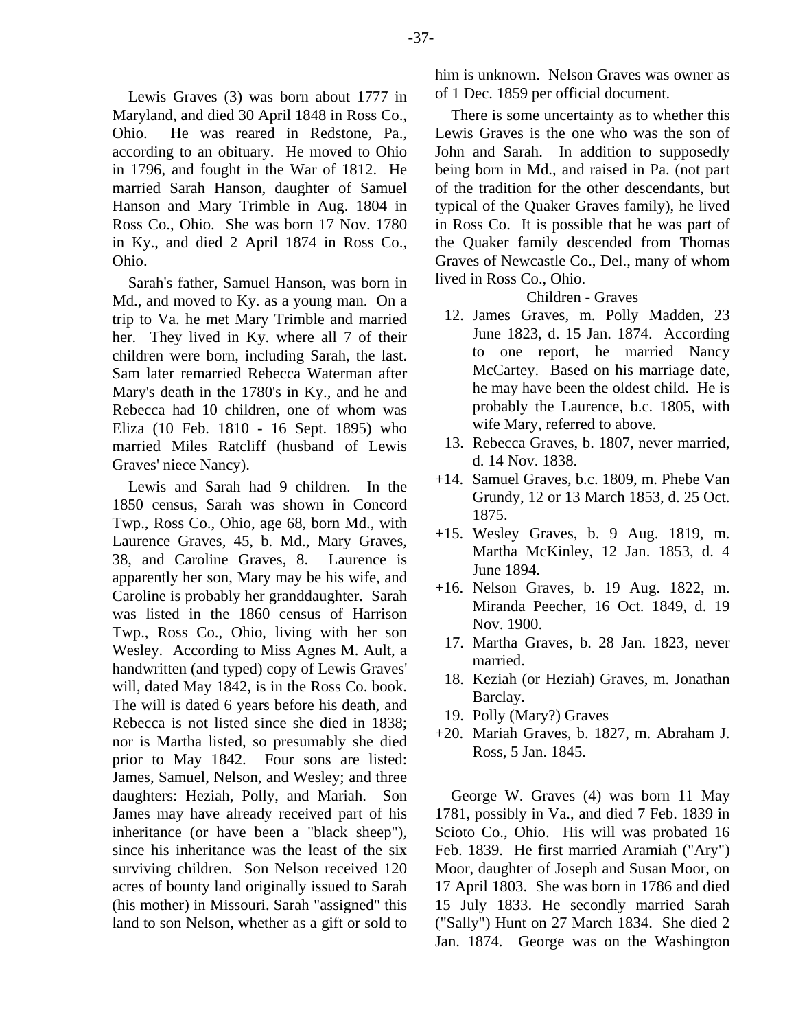Lewis Graves (3) was born about 1777 in Maryland, and died 30 April 1848 in Ross Co., Ohio. He was reared in Redstone, Pa., according to an obituary. He moved to Ohio in 1796, and fought in the War of 1812. He married Sarah Hanson, daughter of Samuel Hanson and Mary Trimble in Aug. 1804 in Ross Co., Ohio. She was born 17 Nov. 1780 in Ky., and died 2 April 1874 in Ross Co., Ohio.

Sarah's father, Samuel Hanson, was born in Md., and moved to Ky. as a young man. On a trip to Va. he met Mary Trimble and married her. They lived in Ky. where all 7 of their children were born, including Sarah, the last. Sam later remarried Rebecca Waterman after Mary's death in the 1780's in Ky., and he and Rebecca had 10 children, one of whom was Eliza (10 Feb. 1810 - 16 Sept. 1895) who married Miles Ratcliff (husband of Lewis Graves' niece Nancy).

Lewis and Sarah had 9 children. In the 1850 census, Sarah was shown in Concord Twp., Ross Co., Ohio, age 68, born Md., with Laurence Graves, 45, b. Md., Mary Graves, 38, and Caroline Graves, 8. Laurence is apparently her son, Mary may be his wife, and Caroline is probably her granddaughter. Sarah was listed in the 1860 census of Harrison Twp., Ross Co., Ohio, living with her son Wesley. According to Miss Agnes M. Ault, a handwritten (and typed) copy of Lewis Graves' will, dated May 1842, is in the Ross Co. book. The will is dated 6 years before his death, and Rebecca is not listed since she died in 1838; nor is Martha listed, so presumably she died prior to May 1842. Four sons are listed: James, Samuel, Nelson, and Wesley; and three daughters: Heziah, Polly, and Mariah. Son James may have already received part of his inheritance (or have been a "black sheep"), since his inheritance was the least of the six surviving children. Son Nelson received 120 acres of bounty land originally issued to Sarah (his mother) in Missouri. Sarah "assigned" this land to son Nelson, whether as a gift or sold to him is unknown. Nelson Graves was owner as of 1 Dec. 1859 per official document.

There is some uncertainty as to whether this Lewis Graves is the one who was the son of John and Sarah. In addition to supposedly being born in Md., and raised in Pa. (not part of the tradition for the other descendants, but typical of the Quaker Graves family), he lived in Ross Co. It is possible that he was part of the Quaker family descended from Thomas Graves of Newcastle Co., Del., many of whom lived in Ross Co., Ohio.

Children - Graves

12. James Graves, m. Polly Madden, 23 June 1823, d. 15 Jan. 1874. According to one report, he married Nancy McCartey. Based on his marriage date, he may have been the oldest child. He is probably the Laurence, b.c. 1805, with wife Mary, referred to above.
13. Rebecca Graves, b. 1807, never married, d. 14 Nov. 1838.
+14. Samuel Graves, b.c. 1809, m. Phebe Van Grundy, 12 or 13 March 1853, d. 25 Oct. 1875.
+15. Wesley Graves, b. 9 Aug. 1819, m. Martha McKinley, 12 Jan. 1853, d. 4 June 1894.
+16. Nelson Graves, b. 19 Aug. 1822, m. Miranda Peecher, 16 Oct. 1849, d. 19 Nov. 1900.
17. Martha Graves, b. 28 Jan. 1823, never married.
18. Keziah (or Heziah) Graves, m. Jonathan Barclay.
19. Polly (Mary?) Graves
+20. Mariah Graves, b. 1827, m. Abraham J. Ross, 5 Jan. 1845.

George W. Graves (4) was born 11 May 1781, possibly in Va., and died 7 Feb. 1839 in Scioto Co., Ohio. His will was probated 16 Feb. 1839. He first married Aramiah ("Ary") Moor, daughter of Joseph and Susan Moor, on 17 April 1803. She was born in 1786 and died 15 July 1833. He secondly married Sarah ("Sally") Hunt on 27 March 1834. She died 2 Jan. 1874. George was on the Washington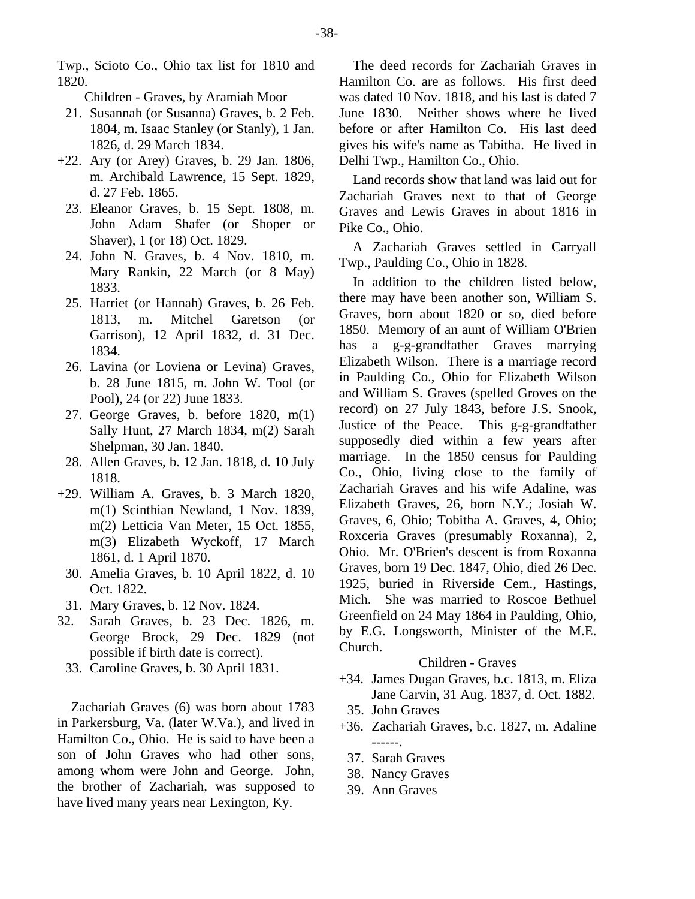Twp., Scioto Co., Ohio tax list for 1810 and 1820.

Children - Graves, by Aramiah Moor

21. Susannah (or Susanna) Graves, b. 2 Feb. 1804, m. Isaac Stanley (or Stanly), 1 Jan. 1826, d. 29 March 1834.
+22. Ary (or Arey) Graves, b. 29 Jan. 1806, m. Archibald Lawrence, 15 Sept. 1829, d. 27 Feb. 1865.
23. Eleanor Graves, b. 15 Sept. 1808, m. John Adam Shafer (or Shoper or Shaver), 1 (or 18) Oct. 1829.
24. John N. Graves, b. 4 Nov. 1810, m. Mary Rankin, 22 March (or 8 May) 1833.
25. Harriet (or Hannah) Graves, b. 26 Feb. 1813, m. Mitchel Garetson (or Garrison), 12 April 1832, d. 31 Dec. 1834.
26. Lavina (or Loviena or Levina) Graves, b. 28 June 1815, m. John W. Tool (or Pool), 24 (or 22) June 1833.
27. George Graves, b. before 1820, m(1) Sally Hunt, 27 March 1834, m(2) Sarah Shelpman, 30 Jan. 1840.
28. Allen Graves, b. 12 Jan. 1818, d. 10 July 1818.
+29. William A. Graves, b. 3 March 1820, m(1) Scinthian Newland, 1 Nov. 1839, m(2) Letticia Van Meter, 15 Oct. 1855, m(3) Elizabeth Wyckoff, 17 March 1861, d. 1 April 1870.
30. Amelia Graves, b. 10 April 1822, d. 10 Oct. 1822.
31. Mary Graves, b. 12 Nov. 1824.
32. Sarah Graves, b. 23 Dec. 1826, m. George Brock, 29 Dec. 1829 (not possible if birth date is correct).
33. Caroline Graves, b. 30 April 1831.

Zachariah Graves (6) was born about 1783 in Parkersburg, Va. (later W.Va.), and lived in Hamilton Co., Ohio. He is said to have been a son of John Graves who had other sons, among whom were John and George. John, the brother of Zachariah, was supposed to have lived many years near Lexington, Ky.

The deed records for Zachariah Graves in Hamilton Co. are as follows. His first deed was dated 10 Nov. 1818, and his last is dated 7 June 1830. Neither shows where he lived before or after Hamilton Co. His last deed gives his wife's name as Tabitha. He lived in Delhi Twp., Hamilton Co., Ohio.

Land records show that land was laid out for Zachariah Graves next to that of George Graves and Lewis Graves in about 1816 in Pike Co., Ohio.

A Zachariah Graves settled in Carryall Twp., Paulding Co., Ohio in 1828.

In addition to the children listed below, there may have been another son, William S. Graves, born about 1820 or so, died before 1850. Memory of an aunt of William O'Brien has a g-g-grandfather Graves marrying Elizabeth Wilson. There is a marriage record in Paulding Co., Ohio for Elizabeth Wilson and William S. Graves (spelled Groves on the record) on 27 July 1843, before J.S. Snook, Justice of the Peace. This g-g-grandfather supposedly died within a few years after marriage. In the 1850 census for Paulding Co., Ohio, living close to the family of Zachariah Graves and his wife Adaline, was Elizabeth Graves, 26, born N.Y.; Josiah W. Graves, 6, Ohio; Tobitha A. Graves, 4, Ohio; Roxceria Graves (presumably Roxanna), 2, Ohio. Mr. O'Brien's descent is from Roxanna Graves, born 19 Dec. 1847, Ohio, died 26 Dec. 1925, buried in Riverside Cem., Hastings, Mich. She was married to Roscoe Bethuel Greenfield on 24 May 1864 in Paulding, Ohio, by E.G. Longsworth, Minister of the M.E. Church.

Children - Graves

+34. James Dugan Graves, b.c. 1813, m. Eliza Jane Carvin, 31 Aug. 1837, d. Oct. 1882.
35. John Graves
+36. Zachariah Graves, b.c. 1827, m. Adaline ------.
37. Sarah Graves
38. Nancy Graves
39. Ann Graves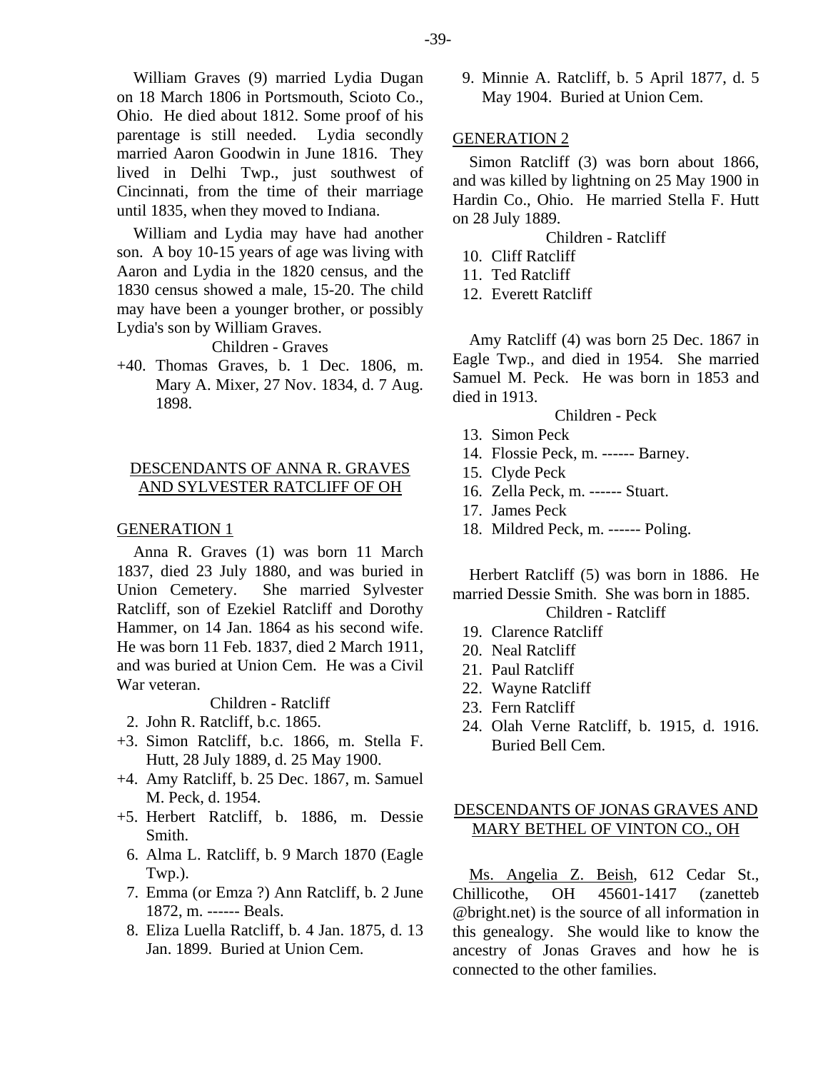William Graves (9) married Lydia Dugan on 18 March 1806 in Portsmouth, Scioto Co., Ohio. He died about 1812. Some proof of his parentage is still needed. Lydia secondly married Aaron Goodwin in June 1816. They lived in Delhi Twp., just southwest of Cincinnati, from the time of their marriage until 1835, when they moved to Indiana.

William and Lydia may have had another son. A boy 10-15 years of age was living with Aaron and Lydia in the 1820 census, and the 1830 census showed a male, 15-20. The child may have been a younger brother, or possibly Lydia's son by William Graves.

Children - Graves

+40. Thomas Graves, b. 1 Dec. 1806, m. Mary A. Mixer, 27 Nov. 1834, d. 7 Aug. 1898.

## DESCENDANTS OF ANNA R. GRAVES AND SYLVESTER RATCLIFF OF OH

### GENERATION 1

Anna R. Graves (1) was born 11 March 1837, died 23 July 1880, and was buried in Union Cemetery. She married Sylvester Ratcliff, son of Ezekiel Ratcliff and Dorothy Hammer, on 14 Jan. 1864 as his second wife. He was born 11 Feb. 1837, died 2 March 1911, and was buried at Union Cem. He was a Civil War veteran.

Children - Ratcliff

2. John R. Ratcliff, b.c. 1865.
+3. Simon Ratcliff, b.c. 1866, m. Stella F. Hutt, 28 July 1889, d. 25 May 1900.
+4. Amy Ratcliff, b. 25 Dec. 1867, m. Samuel M. Peck, d. 1954.
+5. Herbert Ratcliff, b. 1886, m. Dessie Smith.
6. Alma L. Ratcliff, b. 9 March 1870 (Eagle Twp.).
7. Emma (or Emza ?) Ann Ratcliff, b. 2 June 1872, m. ------ Beals.
8. Eliza Luella Ratcliff, b. 4 Jan. 1875, d. 13 Jan. 1899. Buried at Union Cem.
9. Minnie A. Ratcliff, b. 5 April 1877, d. 5 May 1904. Buried at Union Cem.

### GENERATION 2

Simon Ratcliff (3) was born about 1866, and was killed by lightning on 25 May 1900 in Hardin Co., Ohio. He married Stella F. Hutt on 28 July 1889.

Children - Ratcliff

10. Cliff Ratcliff
11. Ted Ratcliff
12. Everett Ratcliff

Amy Ratcliff (4) was born 25 Dec. 1867 in Eagle Twp., and died in 1954. She married Samuel M. Peck. He was born in 1853 and died in 1913.

Children - Peck

13. Simon Peck
14. Flossie Peck, m. ------ Barney.
15. Clyde Peck
16. Zella Peck, m. ------ Stuart.
17. James Peck
18. Mildred Peck, m. ------ Poling.

Herbert Ratcliff (5) was born in 1886. He married Dessie Smith. She was born in 1885.

Children - Ratcliff

19. Clarence Ratcliff
20. Neal Ratcliff
21. Paul Ratcliff
22. Wayne Ratcliff
23. Fern Ratcliff
24. Olah Verne Ratcliff, b. 1915, d. 1916. Buried Bell Cem.

## DESCENDANTS OF JONAS GRAVES AND MARY BETHEL OF VINTON CO., OH

Ms. Angelia Z. Beish, 612 Cedar St., Chillicothe, OH 45601-1417 (zanetteb @bright.net) is the source of all information in this genealogy. She would like to know the ancestry of Jonas Graves and how he is connected to the other families.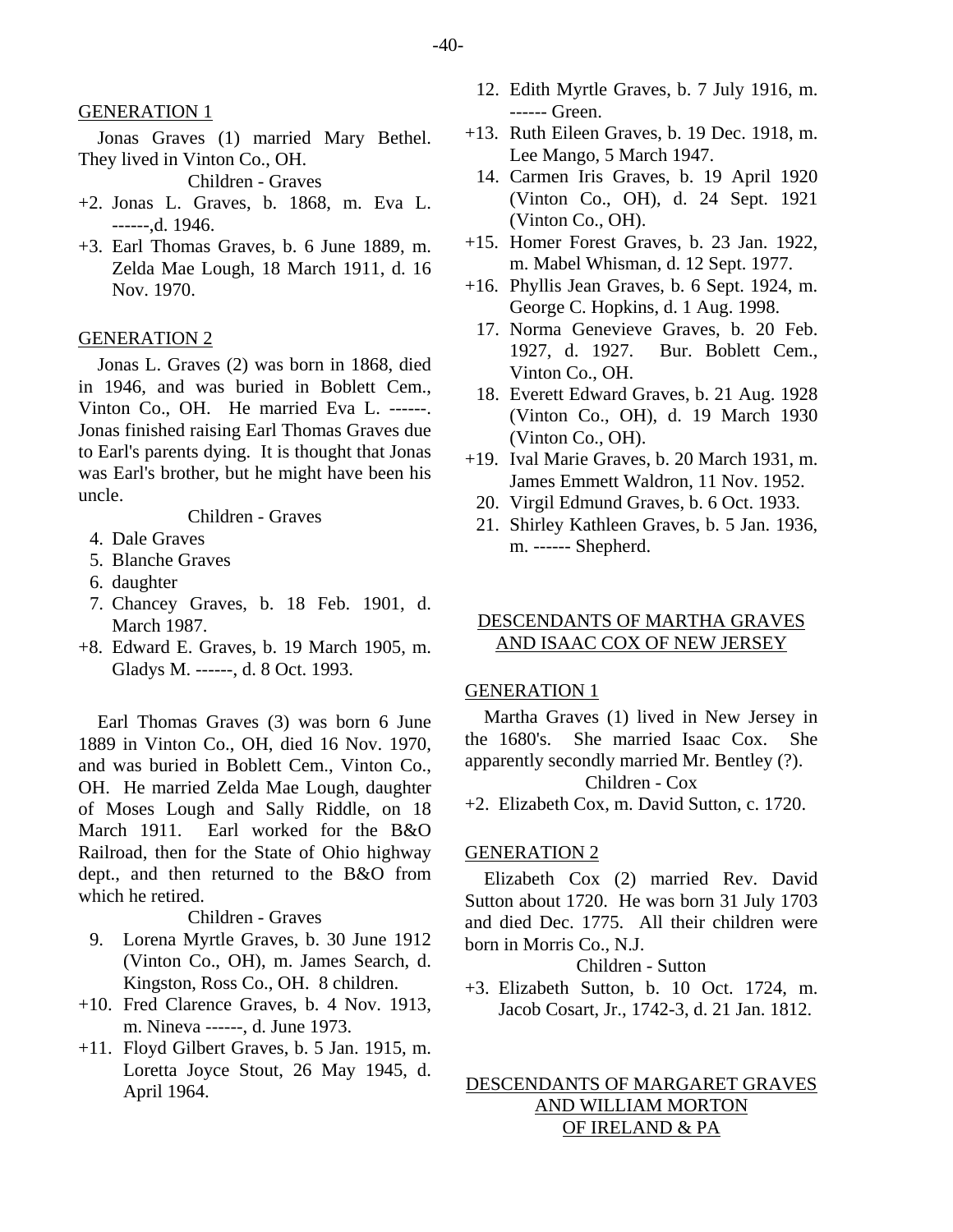GENERATION 1

Jonas Graves (1) married Mary Bethel. They lived in Vinton Co., OH.

Children - Graves

+2. Jonas L. Graves, b. 1868, m. Eva L. ------,d. 1946.

+3. Earl Thomas Graves, b. 6 June 1889, m. Zelda Mae Lough, 18 March 1911, d. 16 Nov. 1970.

GENERATION 2

Jonas L. Graves (2) was born in 1868, died in 1946, and was buried in Boblett Cem., Vinton Co., OH. He married Eva L. ------. Jonas finished raising Earl Thomas Graves due to Earl's parents dying. It is thought that Jonas was Earl's brother, but he might have been his uncle.

Children - Graves

4. Dale Graves
5. Blanche Graves
6. daughter
7. Chancey Graves, b. 18 Feb. 1901, d. March 1987.

+8. Edward E. Graves, b. 19 March 1905, m. Gladys M. ------, d. 8 Oct. 1993.

Earl Thomas Graves (3) was born 6 June 1889 in Vinton Co., OH, died 16 Nov. 1970, and was buried in Boblett Cem., Vinton Co., OH. He married Zelda Mae Lough, daughter of Moses Lough and Sally Riddle, on 18 March 1911. Earl worked for the B&O Railroad, then for the State of Ohio highway dept., and then returned to the B&O from which he retired.

Children - Graves

9. Lorena Myrtle Graves, b. 30 June 1912 (Vinton Co., OH), m. James Search, d. Kingston, Ross Co., OH. 8 children.

+10. Fred Clarence Graves, b. 4 Nov. 1913, m. Nineva ------, d. June 1973.

+11. Floyd Gilbert Graves, b. 5 Jan. 1915, m. Loretta Joyce Stout, 26 May 1945, d. April 1964.

12. Edith Myrtle Graves, b. 7 July 1916, m. ------ Green.

+13. Ruth Eileen Graves, b. 19 Dec. 1918, m. Lee Mango, 5 March 1947.

14. Carmen Iris Graves, b. 19 April 1920 (Vinton Co., OH), d. 24 Sept. 1921 (Vinton Co., OH).

+15. Homer Forest Graves, b. 23 Jan. 1922, m. Mabel Whisman, d. 12 Sept. 1977.

+16. Phyllis Jean Graves, b. 6 Sept. 1924, m. George C. Hopkins, d. 1 Aug. 1998.

17. Norma Genevieve Graves, b. 20 Feb. 1927, d. 1927. Bur. Boblett Cem., Vinton Co., OH.

18. Everett Edward Graves, b. 21 Aug. 1928 (Vinton Co., OH), d. 19 March 1930 (Vinton Co., OH).

+19. Ival Marie Graves, b. 20 March 1931, m. James Emmett Waldron, 11 Nov. 1952.

20. Virgil Edmund Graves, b. 6 Oct. 1933.

21. Shirley Kathleen Graves, b. 5 Jan. 1936, m. ------ Shepherd.

DESCENDANTS OF MARTHA GRAVES AND ISAAC COX OF NEW JERSEY

GENERATION 1

Martha Graves (1) lived in New Jersey in the 1680's. She married Isaac Cox. She apparently secondly married Mr. Bentley (?).

Children - Cox

+2. Elizabeth Cox, m. David Sutton, c. 1720.

GENERATION 2

Elizabeth Cox (2) married Rev. David Sutton about 1720. He was born 31 July 1703 and died Dec. 1775. All their children were born in Morris Co., N.J.

Children - Sutton

+3. Elizabeth Sutton, b. 10 Oct. 1724, m. Jacob Cosart, Jr., 1742-3, d. 21 Jan. 1812.

DESCENDANTS OF MARGARET GRAVES AND WILLIAM MORTON OF IRELAND & PA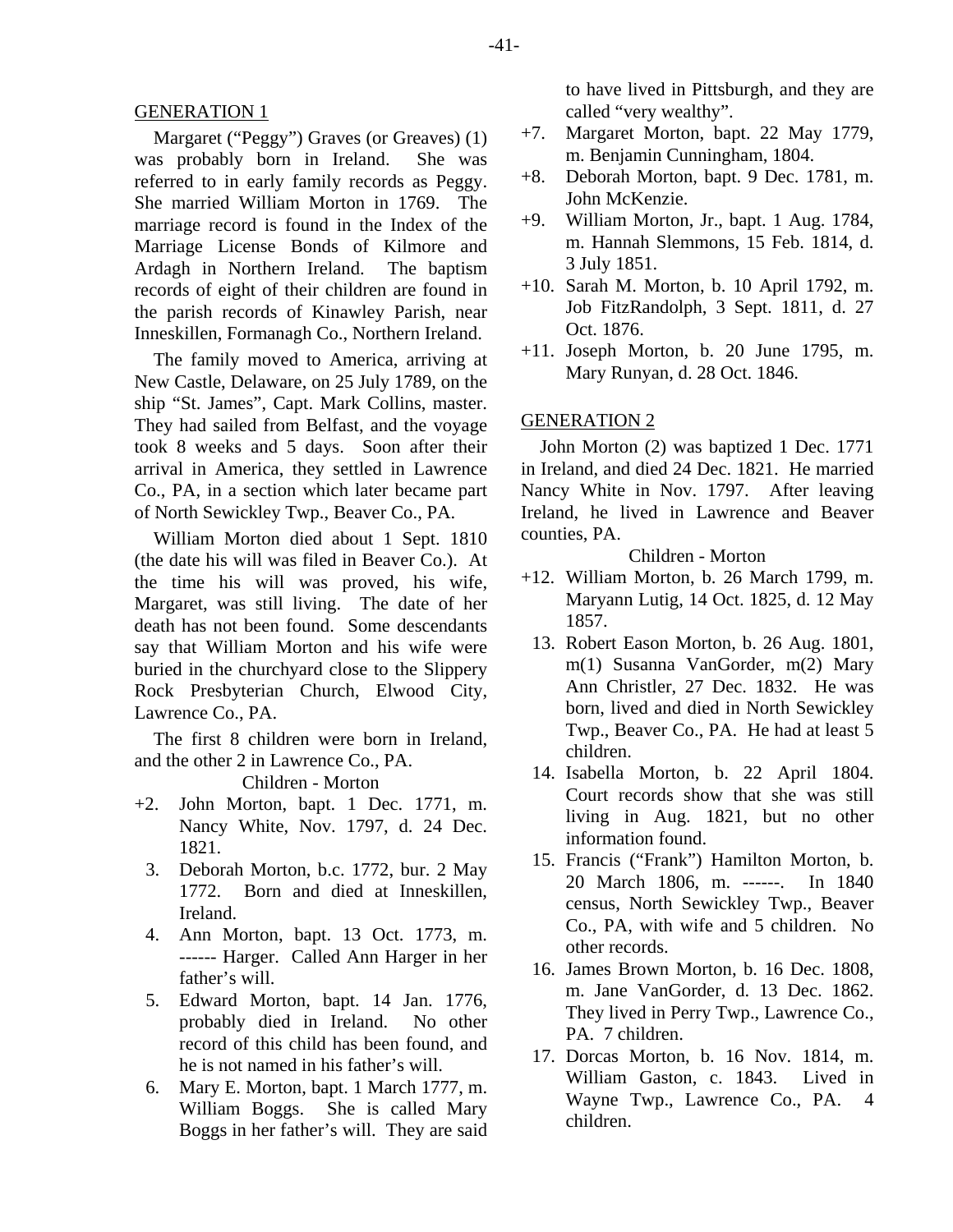## GENERATION 1

Margaret ("Peggy") Graves (or Greaves) (1) was probably born in Ireland. She was referred to in early family records as Peggy. She married William Morton in 1769. The marriage record is found in the Index of the Marriage License Bonds of Kilmore and Ardagh in Northern Ireland. The baptism records of eight of their children are found in the parish records of Kinawley Parish, near Inneskillen, Formanagh Co., Northern Ireland.

The family moved to America, arriving at New Castle, Delaware, on 25 July 1789, on the ship "St. James", Capt. Mark Collins, master. They had sailed from Belfast, and the voyage took 8 weeks and 5 days. Soon after their arrival in America, they settled in Lawrence Co., PA, in a section which later became part of North Sewickley Twp., Beaver Co., PA.

William Morton died about 1 Sept. 1810 (the date his will was filed in Beaver Co.). At the time his will was proved, his wife, Margaret, was still living. The date of her death has not been found. Some descendants say that William Morton and his wife were buried in the churchyard close to the Slippery Rock Presbyterian Church, Elwood City, Lawrence Co., PA.

The first 8 children were born in Ireland, and the other 2 in Lawrence Co., PA.

Children - Morton

+2. John Morton, bapt. 1 Dec. 1771, m. Nancy White, Nov. 1797, d. 24 Dec. 1821.

3. Deborah Morton, b.c. 1772, bur. 2 May 1772. Born and died at Inneskillen, Ireland.

4. Ann Morton, bapt. 13 Oct. 1773, m. ------ Harger. Called Ann Harger in her father's will.

5. Edward Morton, bapt. 14 Jan. 1776, probably died in Ireland. No other record of this child has been found, and he is not named in his father's will.

6. Mary E. Morton, bapt. 1 March 1777, m. William Boggs. She is called Mary Boggs in her father's will. They are said to have lived in Pittsburgh, and they are called "very wealthy".

+7. Margaret Morton, bapt. 22 May 1779, m. Benjamin Cunningham, 1804.

+8. Deborah Morton, bapt. 9 Dec. 1781, m. John McKenzie.

+9. William Morton, Jr., bapt. 1 Aug. 1784, m. Hannah Slemmons, 15 Feb. 1814, d. 3 July 1851.

+10. Sarah M. Morton, b. 10 April 1792, m. Job FitzRandolph, 3 Sept. 1811, d. 27 Oct. 1876.

+11. Joseph Morton, b. 20 June 1795, m. Mary Runyan, d. 28 Oct. 1846.

## GENERATION 2

John Morton (2) was baptized 1 Dec. 1771 in Ireland, and died 24 Dec. 1821. He married Nancy White in Nov. 1797. After leaving Ireland, he lived in Lawrence and Beaver counties, PA.

Children - Morton

+12. William Morton, b. 26 March 1799, m. Maryann Lutig, 14 Oct. 1825, d. 12 May 1857.

13. Robert Eason Morton, b. 26 Aug. 1801, m(1) Susanna VanGorder, m(2) Mary Ann Christler, 27 Dec. 1832. He was born, lived and died in North Sewickley Twp., Beaver Co., PA. He had at least 5 children.

14. Isabella Morton, b. 22 April 1804. Court records show that she was still living in Aug. 1821, but no other information found.

15. Francis ("Frank") Hamilton Morton, b. 20 March 1806, m. ------. In 1840 census, North Sewickley Twp., Beaver Co., PA, with wife and 5 children. No other records.

16. James Brown Morton, b. 16 Dec. 1808, m. Jane VanGorder, d. 13 Dec. 1862. They lived in Perry Twp., Lawrence Co., PA. 7 children.

17. Dorcas Morton, b. 16 Nov. 1814, m. William Gaston, c. 1843. Lived in Wayne Twp., Lawrence Co., PA. 4 children.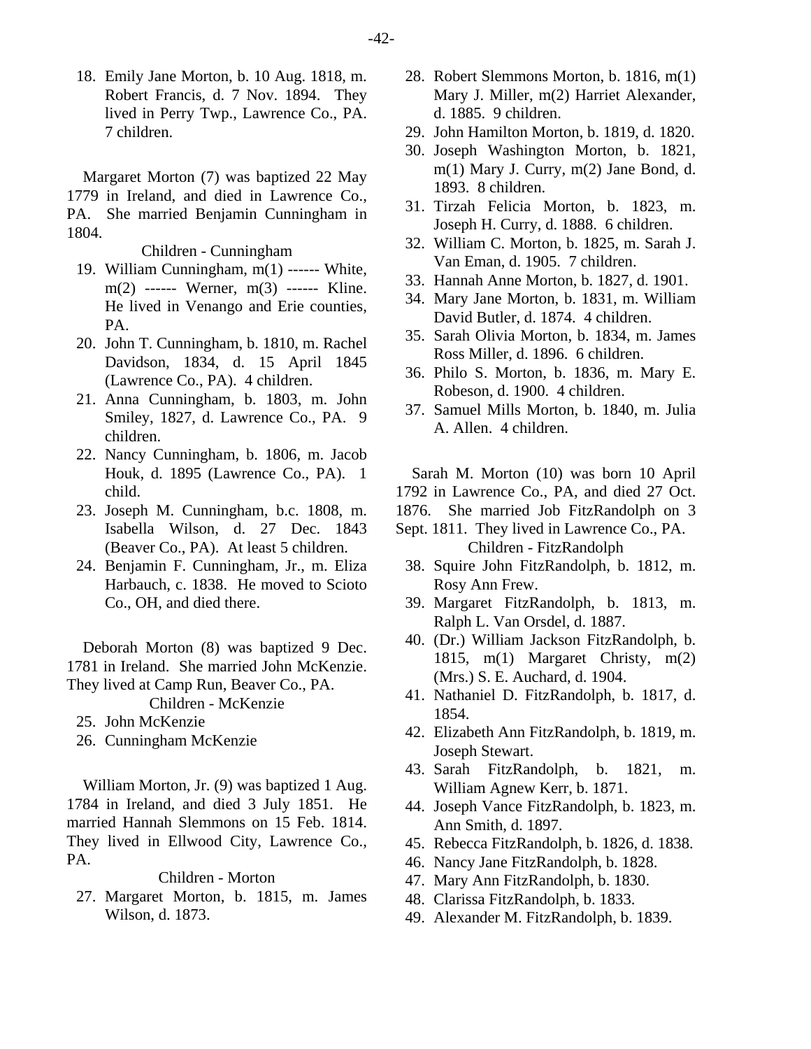18. Emily Jane Morton, b. 10 Aug. 1818, m. Robert Francis, d. 7 Nov. 1894. They lived in Perry Twp., Lawrence Co., PA. 7 children.

Margaret Morton (7) was baptized 22 May 1779 in Ireland, and died in Lawrence Co., PA. She married Benjamin Cunningham in 1804.

Children - Cunningham

19. William Cunningham, m(1) ------ White, m(2) ------ Werner, m(3) ------ Kline. He lived in Venango and Erie counties, PA.
20. John T. Cunningham, b. 1810, m. Rachel Davidson, 1834, d. 15 April 1845 (Lawrence Co., PA). 4 children.
21. Anna Cunningham, b. 1803, m. John Smiley, 1827, d. Lawrence Co., PA. 9 children.
22. Nancy Cunningham, b. 1806, m. Jacob Houk, d. 1895 (Lawrence Co., PA). 1 child.
23. Joseph M. Cunningham, b.c. 1808, m. Isabella Wilson, d. 27 Dec. 1843 (Beaver Co., PA). At least 5 children.
24. Benjamin F. Cunningham, Jr., m. Eliza Harbauch, c. 1838. He moved to Scioto Co., OH, and died there.

Deborah Morton (8) was baptized 9 Dec. 1781 in Ireland. She married John McKenzie. They lived at Camp Run, Beaver Co., PA.

Children - McKenzie

25. John McKenzie
26. Cunningham McKenzie

William Morton, Jr. (9) was baptized 1 Aug. 1784 in Ireland, and died 3 July 1851. He married Hannah Slemmons on 15 Feb. 1814. They lived in Ellwood City, Lawrence Co., PA.

Children - Morton

27. Margaret Morton, b. 1815, m. James Wilson, d. 1873.
28. Robert Slemmons Morton, b. 1816, m(1) Mary J. Miller, m(2) Harriet Alexander, d. 1885. 9 children.
29. John Hamilton Morton, b. 1819, d. 1820.
30. Joseph Washington Morton, b. 1821, m(1) Mary J. Curry, m(2) Jane Bond, d. 1893. 8 children.
31. Tirzah Felicia Morton, b. 1823, m. Joseph H. Curry, d. 1888. 6 children.
32. William C. Morton, b. 1825, m. Sarah J. Van Eman, d. 1905. 7 children.
33. Hannah Anne Morton, b. 1827, d. 1901.
34. Mary Jane Morton, b. 1831, m. William David Butler, d. 1874. 4 children.
35. Sarah Olivia Morton, b. 1834, m. James Ross Miller, d. 1896. 6 children.
36. Philo S. Morton, b. 1836, m. Mary E. Robeson, d. 1900. 4 children.
37. Samuel Mills Morton, b. 1840, m. Julia A. Allen. 4 children.

Sarah M. Morton (10) was born 10 April 1792 in Lawrence Co., PA, and died 27 Oct. 1876. She married Job FitzRandolph on 3 Sept. 1811. They lived in Lawrence Co., PA.

Children - FitzRandolph

38. Squire John FitzRandolph, b. 1812, m. Rosy Ann Frew.
39. Margaret FitzRandolph, b. 1813, m. Ralph L. Van Orsdel, d. 1887.
40. (Dr.) William Jackson FitzRandolph, b. 1815, m(1) Margaret Christy, m(2) (Mrs.) S. E. Auchard, d. 1904.
41. Nathaniel D. FitzRandolph, b. 1817, d. 1854.
42. Elizabeth Ann FitzRandolph, b. 1819, m. Joseph Stewart.
43. Sarah FitzRandolph, b. 1821, m. William Agnew Kerr, b. 1871.
44. Joseph Vance FitzRandolph, b. 1823, m. Ann Smith, d. 1897.
45. Rebecca FitzRandolph, b. 1826, d. 1838.
46. Nancy Jane FitzRandolph, b. 1828.
47. Mary Ann FitzRandolph, b. 1830.
48. Clarissa FitzRandolph, b. 1833.
49. Alexander M. FitzRandolph, b. 1839.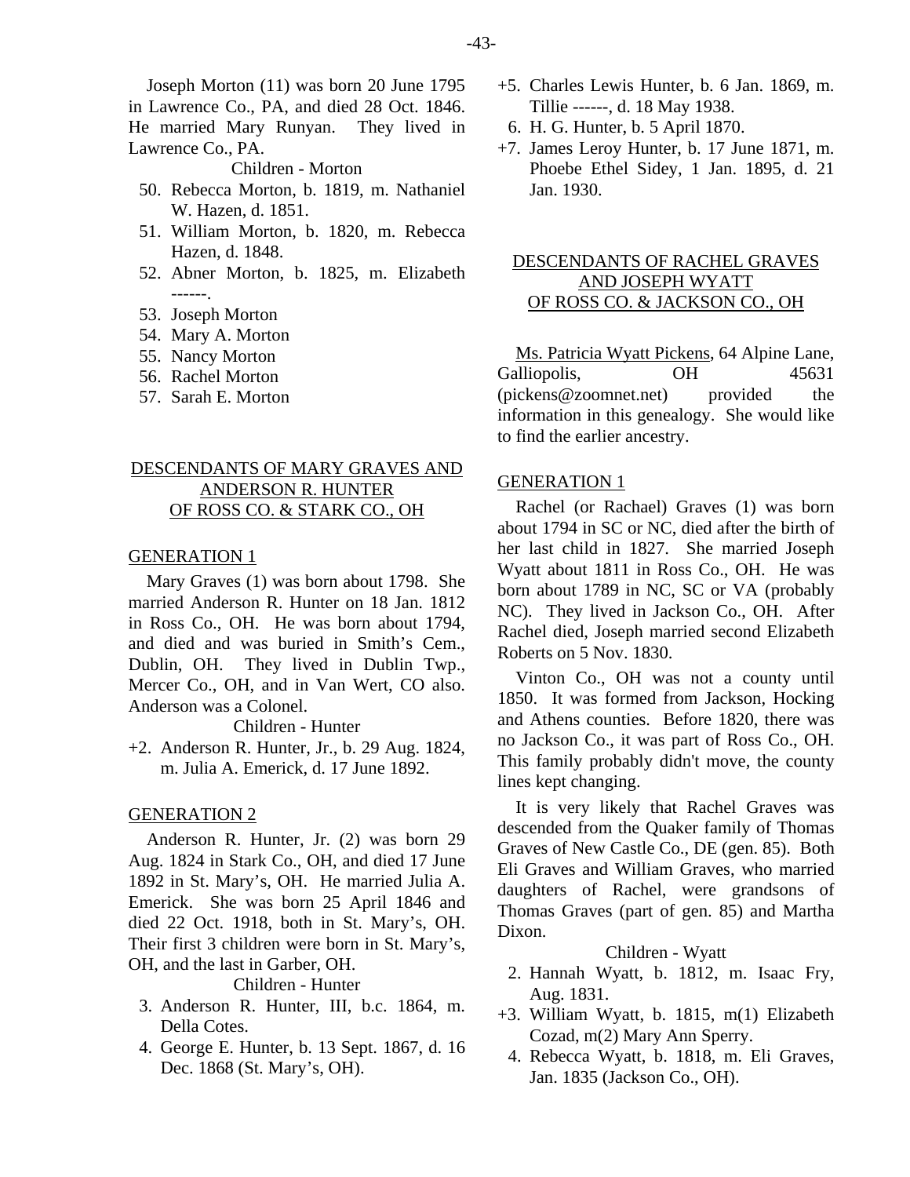Joseph Morton (11) was born 20 June 1795 in Lawrence Co., PA, and died 28 Oct. 1846. He married Mary Runyan. They lived in Lawrence Co., PA.

Children - Morton

50. Rebecca Morton, b. 1819, m. Nathaniel W. Hazen, d. 1851.
51. William Morton, b. 1820, m. Rebecca Hazen, d. 1848.
52. Abner Morton, b. 1825, m. Elizabeth ------.
53. Joseph Morton
54. Mary A. Morton
55. Nancy Morton
56. Rachel Morton
57. Sarah E. Morton

## DESCENDANTS OF MARY GRAVES AND ANDERSON R. HUNTER OF ROSS CO. & STARK CO., OH

### GENERATION 1

Mary Graves (1) was born about 1798. She married Anderson R. Hunter on 18 Jan. 1812 in Ross Co., OH. He was born about 1794, and died and was buried in Smith's Cem., Dublin, OH. They lived in Dublin Twp., Mercer Co., OH, and in Van Wert, CO also. Anderson was a Colonel.

Children - Hunter

+2. Anderson R. Hunter, Jr., b. 29 Aug. 1824, m. Julia A. Emerick, d. 17 June 1892.

### GENERATION 2

Anderson R. Hunter, Jr. (2) was born 29 Aug. 1824 in Stark Co., OH, and died 17 June 1892 in St. Mary's, OH. He married Julia A. Emerick. She was born 25 April 1846 and died 22 Oct. 1918, both in St. Mary's, OH. Their first 3 children were born in St. Mary's, OH, and the last in Garber, OH.

Children - Hunter

3. Anderson R. Hunter, III, b.c. 1864, m. Della Cotes.
4. George E. Hunter, b. 13 Sept. 1867, d. 16 Dec. 1868 (St. Mary's, OH).
+5. Charles Lewis Hunter, b. 6 Jan. 1869, m. Tillie ------, d. 18 May 1938.
6. H. G. Hunter, b. 5 April 1870.
+7. James Leroy Hunter, b. 17 June 1871, m. Phoebe Ethel Sidey, 1 Jan. 1895, d. 21 Jan. 1930.

## DESCENDANTS OF RACHEL GRAVES AND JOSEPH WYATT OF ROSS CO. & JACKSON CO., OH

Ms. Patricia Wyatt Pickens, 64 Alpine Lane, Galliopolis, OH 45631 (pickens@zoomnet.net) provided the information in this genealogy. She would like to find the earlier ancestry.

### GENERATION 1

Rachel (or Rachael) Graves (1) was born about 1794 in SC or NC, died after the birth of her last child in 1827. She married Joseph Wyatt about 1811 in Ross Co., OH. He was born about 1789 in NC, SC or VA (probably NC). They lived in Jackson Co., OH. After Rachel died, Joseph married second Elizabeth Roberts on 5 Nov. 1830.

Vinton Co., OH was not a county until 1850. It was formed from Jackson, Hocking and Athens counties. Before 1820, there was no Jackson Co., it was part of Ross Co., OH. This family probably didn't move, the county lines kept changing.

It is very likely that Rachel Graves was descended from the Quaker family of Thomas Graves of New Castle Co., DE (gen. 85). Both Eli Graves and William Graves, who married daughters of Rachel, were grandsons of Thomas Graves (part of gen. 85) and Martha Dixon.

Children - Wyatt

2. Hannah Wyatt, b. 1812, m. Isaac Fry, Aug. 1831.
+3. William Wyatt, b. 1815, m(1) Elizabeth Cozad, m(2) Mary Ann Sperry.
4. Rebecca Wyatt, b. 1818, m. Eli Graves, Jan. 1835 (Jackson Co., OH).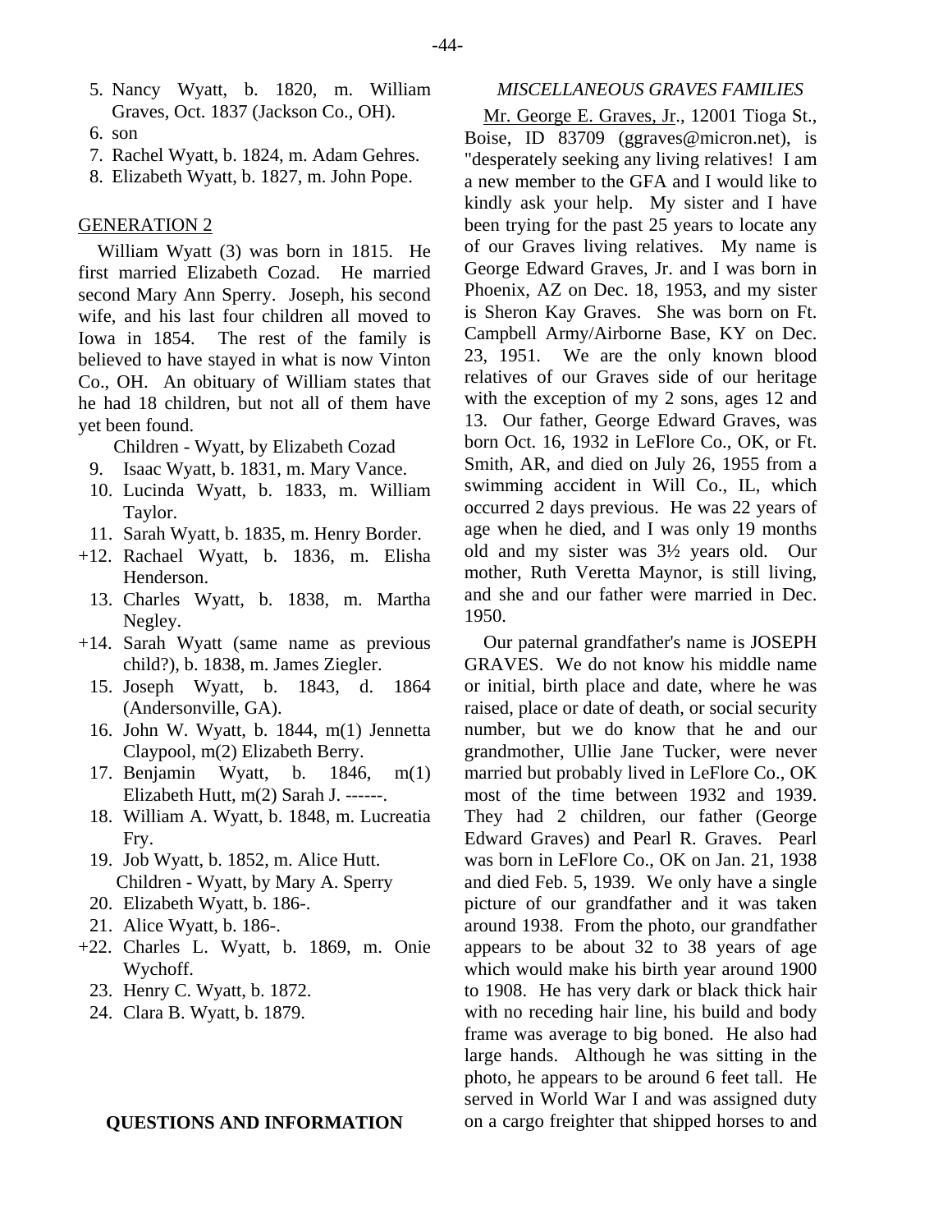5. Nancy Wyatt, b. 1820, m. William Graves, Oct. 1837 (Jackson Co., OH).
6. son
7. Rachel Wyatt, b. 1824, m. Adam Gehres.
8. Elizabeth Wyatt, b. 1827, m. John Pope.

GENERATION 2

William Wyatt (3) was born in 1815. He first married Elizabeth Cozad. He married second Mary Ann Sperry. Joseph, his second wife, and his last four children all moved to Iowa in 1854. The rest of the family is believed to have stayed in what is now Vinton Co., OH. An obituary of William states that he had 18 children, but not all of them have yet been found.

Children - Wyatt, by Elizabeth Cozad

9. Isaac Wyatt, b. 1831, m. Mary Vance.
10. Lucinda Wyatt, b. 1833, m. William Taylor.
11. Sarah Wyatt, b. 1835, m. Henry Border.
+12. Rachael Wyatt, b. 1836, m. Elisha Henderson.
13. Charles Wyatt, b. 1838, m. Martha Negley.
+14. Sarah Wyatt (same name as previous child?), b. 1838, m. James Ziegler.
15. Joseph Wyatt, b. 1843, d. 1864 (Andersonville, GA).
16. John W. Wyatt, b. 1844, m(1) Jennetta Claypool, m(2) Elizabeth Berry.
17. Benjamin Wyatt, b. 1846, m(1) Elizabeth Hutt, m(2) Sarah J. ------.
18. William A. Wyatt, b. 1848, m. Lucreatia Fry.
19. Job Wyatt, b. 1852, m. Alice Hutt.

Children - Wyatt, by Mary A. Sperry

20. Elizabeth Wyatt, b. 186-.
21. Alice Wyatt, b. 186-.
+22. Charles L. Wyatt, b. 1869, m. Onie Wychoff.
23. Henry C. Wyatt, b. 1872.
24. Clara B. Wyatt, b. 1879.

## QUESTIONS AND INFORMATION

### *MISCELLANEOUS GRAVES FAMILIES*

Mr. George E. Graves, Jr., 12001 Tioga St., Boise, ID 83709 (ggraves@micron.net), is "desperately seeking any living relatives! I am a new member to the GFA and I would like to kindly ask your help. My sister and I have been trying for the past 25 years to locate any of our Graves living relatives. My name is George Edward Graves, Jr. and I was born in Phoenix, AZ on Dec. 18, 1953, and my sister is Sheron Kay Graves. She was born on Ft. Campbell Army/Airborne Base, KY on Dec. 23, 1951. We are the only known blood relatives of our Graves side of our heritage with the exception of my 2 sons, ages 12 and 13. Our father, George Edward Graves, was born Oct. 16, 1932 in LeFlore Co., OK, or Ft. Smith, AR, and died on July 26, 1955 from a swimming accident in Will Co., IL, which occurred 2 days previous. He was 22 years of age when he died, and I was only 19 months old and my sister was 3½ years old. Our mother, Ruth Veretta Maynor, is still living, and she and our father were married in Dec. 1950.

Our paternal grandfather's name is JOSEPH GRAVES. We do not know his middle name or initial, birth place and date, where he was raised, place or date of death, or social security number, but we do know that he and our grandmother, Ullie Jane Tucker, were never married but probably lived in LeFlore Co., OK most of the time between 1932 and 1939. They had 2 children, our father (George Edward Graves) and Pearl R. Graves. Pearl was born in LeFlore Co., OK on Jan. 21, 1938 and died Feb. 5, 1939. We only have a single picture of our grandfather and it was taken around 1938. From the photo, our grandfather appears to be about 32 to 38 years of age which would make his birth year around 1900 to 1908. He has very dark or black thick hair with no receding hair line, his build and body frame was average to big boned. He also had large hands. Although he was sitting in the photo, he appears to be around 6 feet tall. He served in World War I and was assigned duty on a cargo freighter that shipped horses to and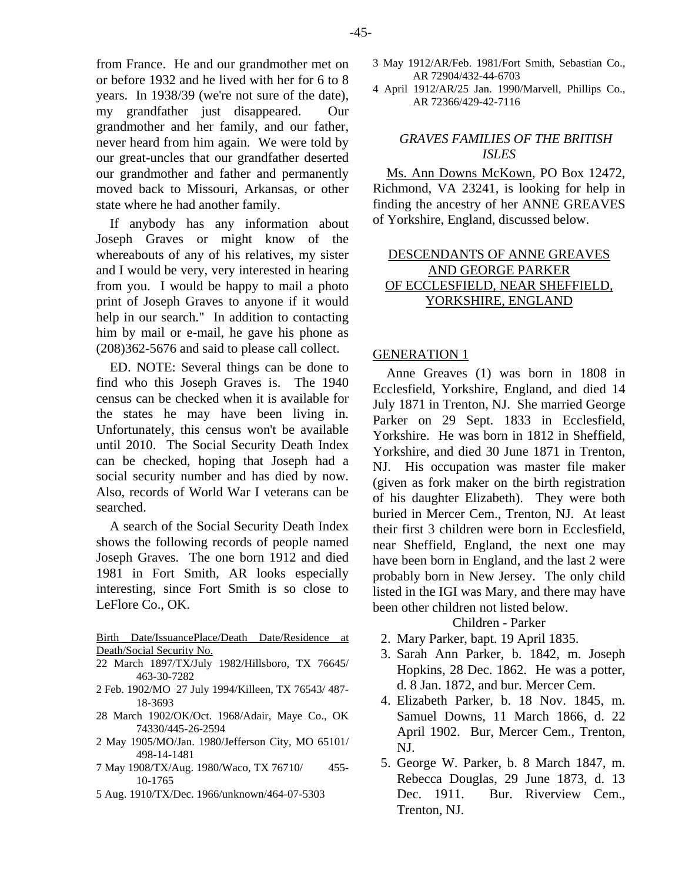from France. He and our grandmother met on or before 1932 and he lived with her for 6 to 8 years. In 1938/39 (we're not sure of the date), my grandfather just disappeared. Our grandmother and her family, and our father, never heard from him again. We were told by our great-uncles that our grandfather deserted our grandmother and father and permanently moved back to Missouri, Arkansas, or other state where he had another family.

If anybody has any information about Joseph Graves or might know of the whereabouts of any of his relatives, my sister and I would be very, very interested in hearing from you. I would be happy to mail a photo print of Joseph Graves to anyone if it would help in our search." In addition to contacting him by mail or e-mail, he gave his phone as (208)362-5676 and said to please call collect.

ED. NOTE: Several things can be done to find who this Joseph Graves is. The 1940 census can be checked when it is available for the states he may have been living in. Unfortunately, this census won't be available until 2010. The Social Security Death Index can be checked, hoping that Joseph had a social security number and has died by now. Also, records of World War I veterans can be searched.

A search of the Social Security Death Index shows the following records of people named Joseph Graves. The one born 1912 and died 1981 in Fort Smith, AR looks especially interesting, since Fort Smith is so close to LeFlore Co., OK.

Birth Date/IssuancePlace/Death Date/Residence at Death/Social Security No.

22 March 1897/TX/July 1982/Hillsboro, TX 76645/ 463-30-7282
2 Feb. 1902/MO 27 July 1994/Killeen, TX 76543/ 487-18-3693
28 March 1902/OK/Oct. 1968/Adair, Maye Co., OK 74330/445-26-2594
2 May 1905/MO/Jan. 1980/Jefferson City, MO 65101/ 498-14-1481
7 May 1908/TX/Aug. 1980/Waco, TX 76710/ 455-10-1765
5 Aug. 1910/TX/Dec. 1966/unknown/464-07-5303
3 May 1912/AR/Feb. 1981/Fort Smith, Sebastian Co., AR 72904/432-44-6703
4 April 1912/AR/25 Jan. 1990/Marvell, Phillips Co., AR 72366/429-42-7116

## *GRAVES FAMILIES OF THE BRITISH ISLES*

Ms. Ann Downs McKown, PO Box 12472, Richmond, VA 23241, is looking for help in finding the ancestry of her ANNE GREAVES of Yorkshire, England, discussed below.

### DESCENDANTS OF ANNE GREAVES AND GEORGE PARKER OF ECCLESFIELD, NEAR SHEFFIELD, YORKSHIRE, ENGLAND

#### GENERATION 1

Anne Greaves (1) was born in 1808 in Ecclesfield, Yorkshire, England, and died 14 July 1871 in Trenton, NJ. She married George Parker on 29 Sept. 1833 in Ecclesfield, Yorkshire. He was born in 1812 in Sheffield, Yorkshire, and died 30 June 1871 in Trenton, NJ. His occupation was master file maker (given as fork maker on the birth registration of his daughter Elizabeth). They were both buried in Mercer Cem., Trenton, NJ. At least their first 3 children were born in Ecclesfield, near Sheffield, England, the next one may have been born in England, and the last 2 were probably born in New Jersey. The only child listed in the IGI was Mary, and there may have been other children not listed below.

Children - Parker

2. Mary Parker, bapt. 19 April 1835.
3. Sarah Ann Parker, b. 1842, m. Joseph Hopkins, 28 Dec. 1862. He was a potter, d. 8 Jan. 1872, and bur. Mercer Cem.
4. Elizabeth Parker, b. 18 Nov. 1845, m. Samuel Downs, 11 March 1866, d. 22 April 1902. Bur, Mercer Cem., Trenton, NJ.
5. George W. Parker, b. 8 March 1847, m. Rebecca Douglas, 29 June 1873, d. 13 Dec. 1911. Bur. Riverview Cem., Trenton, NJ.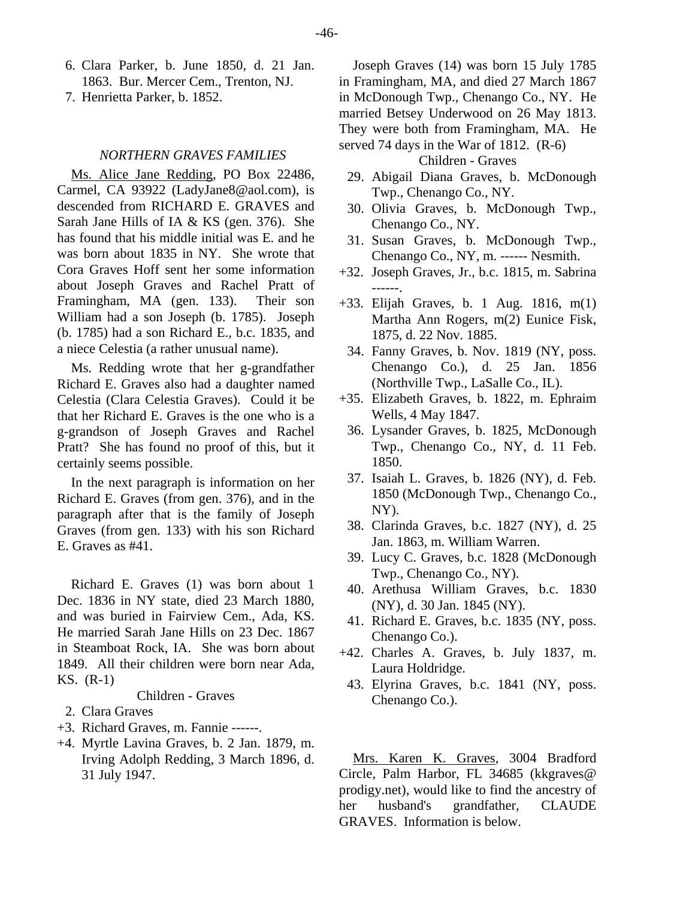6. Clara Parker, b. June 1850, d. 21 Jan. 1863. Bur. Mercer Cem., Trenton, NJ.
7. Henrietta Parker, b. 1852.

### *NORTHERN GRAVES FAMILIES*

Ms. Alice Jane Redding, PO Box 22486, Carmel, CA 93922 (LadyJane8@aol.com), is descended from RICHARD E. GRAVES and Sarah Jane Hills of IA & KS (gen. 376). She has found that his middle initial was E. and he was born about 1835 in NY. She wrote that Cora Graves Hoff sent her some information about Joseph Graves and Rachel Pratt of Framingham, MA (gen. 133). Their son William had a son Joseph (b. 1785). Joseph (b. 1785) had a son Richard E., b.c. 1835, and a niece Celestia (a rather unusual name).

Ms. Redding wrote that her g-grandfather Richard E. Graves also had a daughter named Celestia (Clara Celestia Graves). Could it be that her Richard E. Graves is the one who is a g-grandson of Joseph Graves and Rachel Pratt? She has found no proof of this, but it certainly seems possible.

In the next paragraph is information on her Richard E. Graves (from gen. 376), and in the paragraph after that is the family of Joseph Graves (from gen. 133) with his son Richard E. Graves as #41.

Richard E. Graves (1) was born about 1 Dec. 1836 in NY state, died 23 March 1880, and was buried in Fairview Cem., Ada, KS. He married Sarah Jane Hills on 23 Dec. 1867 in Steamboat Rock, IA. She was born about 1849. All their children were born near Ada, KS. (R-1)

Children - Graves

2. Clara Graves
+3. Richard Graves, m. Fannie ------.
+4. Myrtle Lavina Graves, b. 2 Jan. 1879, m. Irving Adolph Redding, 3 March 1896, d. 31 July 1947.

Joseph Graves (14) was born 15 July 1785 in Framingham, MA, and died 27 March 1867 in McDonough Twp., Chenango Co., NY. He married Betsey Underwood on 26 May 1813. They were both from Framingham, MA. He served 74 days in the War of 1812. (R-6)

Children - Graves

29. Abigail Diana Graves, b. McDonough Twp., Chenango Co., NY.
30. Olivia Graves, b. McDonough Twp., Chenango Co., NY.
31. Susan Graves, b. McDonough Twp., Chenango Co., NY, m. ------ Nesmith.
+32. Joseph Graves, Jr., b.c. 1815, m. Sabrina ------.
+33. Elijah Graves, b. 1 Aug. 1816, m(1) Martha Ann Rogers, m(2) Eunice Fisk, 1875, d. 22 Nov. 1885.
34. Fanny Graves, b. Nov. 1819 (NY, poss. Chenango Co.), d. 25 Jan. 1856 (Northville Twp., LaSalle Co., IL).
+35. Elizabeth Graves, b. 1822, m. Ephraim Wells, 4 May 1847.
36. Lysander Graves, b. 1825, McDonough Twp., Chenango Co., NY, d. 11 Feb. 1850.
37. Isaiah L. Graves, b. 1826 (NY), d. Feb. 1850 (McDonough Twp., Chenango Co., NY).
38. Clarinda Graves, b.c. 1827 (NY), d. 25 Jan. 1863, m. William Warren.
39. Lucy C. Graves, b.c. 1828 (McDonough Twp., Chenango Co., NY).
40. Arethusa William Graves, b.c. 1830 (NY), d. 30 Jan. 1845 (NY).
41. Richard E. Graves, b.c. 1835 (NY, poss. Chenango Co.).
+42. Charles A. Graves, b. July 1837, m. Laura Holdridge.
43. Elyrina Graves, b.c. 1841 (NY, poss. Chenango Co.).

Mrs. Karen K. Graves, 3004 Bradford Circle, Palm Harbor, FL 34685 (kkgraves@prodigy.net), would like to find the ancestry of her husband's grandfather, CLAUDE GRAVES. Information is below.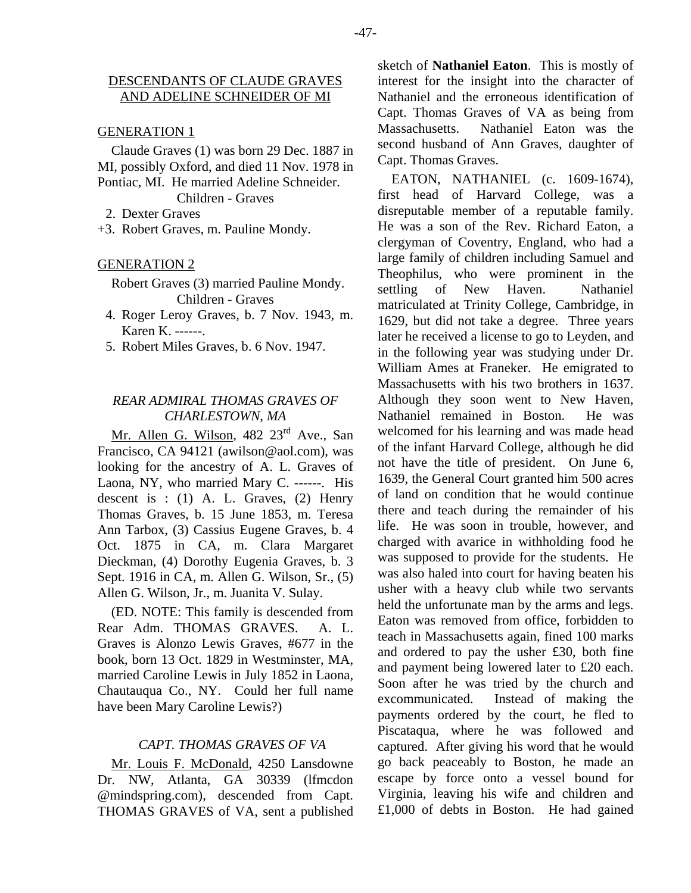## DESCENDANTS OF CLAUDE GRAVES AND ADELINE SCHNEIDER OF MI

### GENERATION 1

Claude Graves (1) was born 29 Dec. 1887 in MI, possibly Oxford, and died 11 Nov. 1978 in Pontiac, MI. He married Adeline Schneider.

Children - Graves

2. Dexter Graves
+3. Robert Graves, m. Pauline Mondy.

### GENERATION 2

Robert Graves (3) married Pauline Mondy.

Children - Graves

4. Roger Leroy Graves, b. 7 Nov. 1943, m. Karen K. ------.
5. Robert Miles Graves, b. 6 Nov. 1947.

## *REAR ADMIRAL THOMAS GRAVES OF CHARLESTOWN, MA*

Mr. Allen G. Wilson, 482 23rd Ave., San Francisco, CA 94121 (awilson@aol.com), was looking for the ancestry of A. L. Graves of Laona, NY, who married Mary C. ------. His descent is : (1) A. L. Graves, (2) Henry Thomas Graves, b. 15 June 1853, m. Teresa Ann Tarbox, (3) Cassius Eugene Graves, b. 4 Oct. 1875 in CA, m. Clara Margaret Dieckman, (4) Dorothy Eugenia Graves, b. 3 Sept. 1916 in CA, m. Allen G. Wilson, Sr., (5) Allen G. Wilson, Jr., m. Juanita V. Sulay.

(ED. NOTE: This family is descended from Rear Adm. THOMAS GRAVES. A. L. Graves is Alonzo Lewis Graves, #677 in the book, born 13 Oct. 1829 in Westminster, MA, married Caroline Lewis in July 1852 in Laona, Chautauqua Co., NY. Could her full name have been Mary Caroline Lewis?)

## *CAPT. THOMAS GRAVES OF VA*

Mr. Louis F. McDonald, 4250 Lansdowne Dr. NW, Atlanta, GA 30339 (lfmcdon @mindspring.com), descended from Capt. THOMAS GRAVES of VA, sent a published sketch of **Nathaniel Eaton**. This is mostly of interest for the insight into the character of Nathaniel and the erroneous identification of Capt. Thomas Graves of VA as being from Massachusetts. Nathaniel Eaton was the second husband of Ann Graves, daughter of Capt. Thomas Graves.

EATON, NATHANIEL (c. 1609-1674), first head of Harvard College, was a disreputable member of a reputable family. He was a son of the Rev. Richard Eaton, a clergyman of Coventry, England, who had a large family of children including Samuel and Theophilus, who were prominent in the settling of New Haven. Nathaniel matriculated at Trinity College, Cambridge, in 1629, but did not take a degree. Three years later he received a license to go to Leyden, and in the following year was studying under Dr. William Ames at Franeker. He emigrated to Massachusetts with his two brothers in 1637. Although they soon went to New Haven, Nathaniel remained in Boston. He was welcomed for his learning and was made head of the infant Harvard College, although he did not have the title of president. On June 6, 1639, the General Court granted him 500 acres of land on condition that he would continue there and teach during the remainder of his life. He was soon in trouble, however, and charged with avarice in withholding food he was supposed to provide for the students. He was also haled into court for having beaten his usher with a heavy club while two servants held the unfortunate man by the arms and legs. Eaton was removed from office, forbidden to teach in Massachusetts again, fined 100 marks and ordered to pay the usher £30, both fine and payment being lowered later to £20 each. Soon after he was tried by the church and excommunicated. Instead of making the payments ordered by the court, he fled to Piscataqua, where he was followed and captured. After giving his word that he would go back peaceably to Boston, he made an escape by force onto a vessel bound for Virginia, leaving his wife and children and £1,000 of debts in Boston. He had gained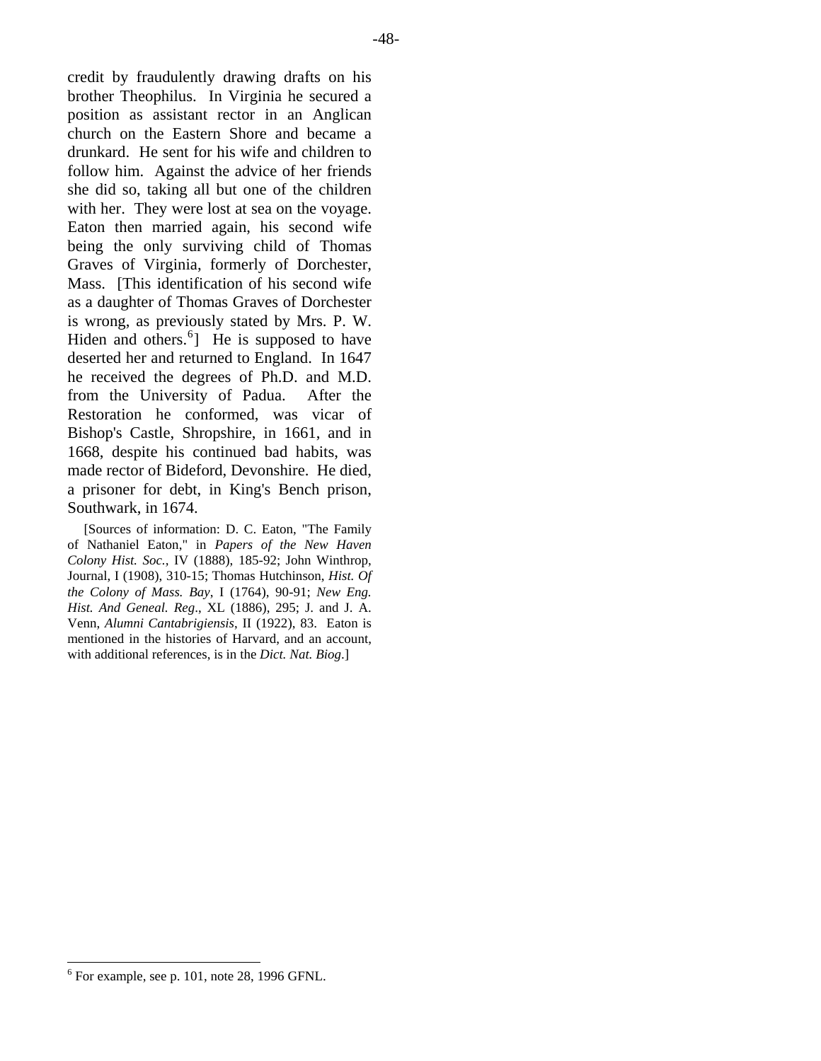credit by fraudulently drawing drafts on his brother Theophilus. In Virginia he secured a position as assistant rector in an Anglican church on the Eastern Shore and became a drunkard. He sent for his wife and children to follow him. Against the advice of her friends she did so, taking all but one of the children with her. They were lost at sea on the voyage. Eaton then married again, his second wife being the only surviving child of Thomas Graves of Virginia, formerly of Dorchester, Mass. [This identification of his second wife as a daughter of Thomas Graves of Dorchester is wrong, as previously stated by Mrs. P. W. Hiden and others.[6]] He is supposed to have deserted her and returned to England. In 1647 he received the degrees of Ph.D. and M.D. from the University of Padua. After the Restoration he conformed, was vicar of Bishop's Castle, Shropshire, in 1661, and in 1668, despite his continued bad habits, was made rector of Bideford, Devonshire. He died, a prisoner for debt, in King's Bench prison, Southwark, in 1674.

[Sources of information: D. C. Eaton, "The Family of Nathaniel Eaton," in *Papers of the New Haven Colony Hist. Soc.*, IV (1888), 185-92; John Winthrop, Journal, I (1908), 310-15; Thomas Hutchinson, *Hist. Of the Colony of Mass. Bay*, I (1764), 90-91; *New Eng. Hist. And Geneal. Reg*., XL (1886), 295; J. and J. A. Venn, *Alumni Cantabrigiensis*, II (1922), 83. Eaton is mentioned in the histories of Harvard, and an account, with additional references, is in the *Dict. Nat. Biog*.]

---

[6] For example, see p. 101, note 28, 1996 GFNL.